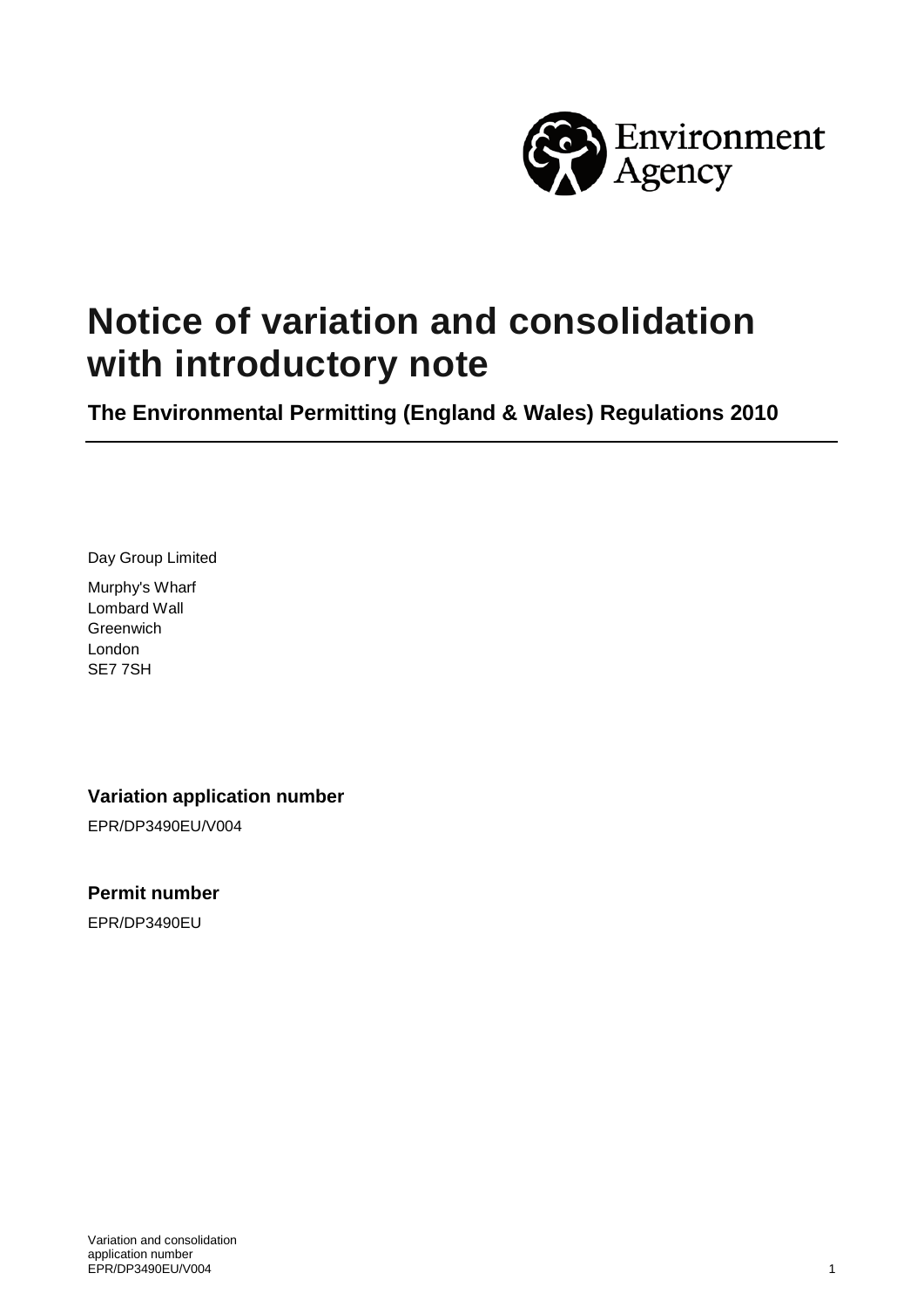Environment Agency

# Notice of variation and consolidation with introductory note

## The Environmental Permitting (England & Wales) Regulations 2010

Day Group Limited

Murphy's Wharf
Lombard Wall
Greenwich
London
SE7 7SH

### Variation application number

EPR/DP3490EU/V004

### Permit number

EPR/DP3490EU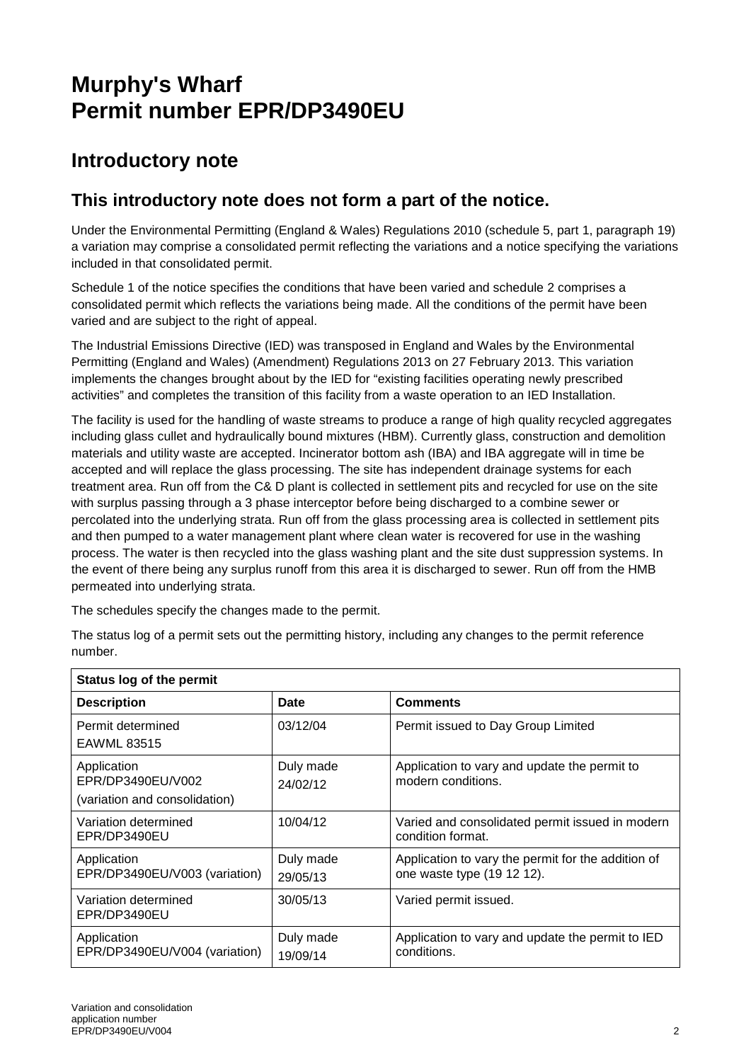# Murphy's Wharf
# Permit number EPR/DP3490EU

## Introductory note

### This introductory note does not form a part of the notice.

Under the Environmental Permitting (England & Wales) Regulations 2010 (schedule 5, part 1, paragraph 19) a variation may comprise a consolidated permit reflecting the variations and a notice specifying the variations included in that consolidated permit.

Schedule 1 of the notice specifies the conditions that have been varied and schedule 2 comprises a consolidated permit which reflects the variations being made. All the conditions of the permit have been varied and are subject to the right of appeal.

The Industrial Emissions Directive (IED) was transposed in England and Wales by the Environmental Permitting (England and Wales) (Amendment) Regulations 2013 on 27 February 2013. This variation implements the changes brought about by the IED for "existing facilities operating newly prescribed activities" and completes the transition of this facility from a waste operation to an IED Installation.

The facility is used for the handling of waste streams to produce a range of high quality recycled aggregates including glass cullet and hydraulically bound mixtures (HBM). Currently glass, construction and demolition materials and utility waste are accepted. Incinerator bottom ash (IBA) and IBA aggregate will in time be accepted and will replace the glass processing. The site has independent drainage systems for each treatment area. Run off from the C& D plant is collected in settlement pits and recycled for use on the site with surplus passing through a 3 phase interceptor before being discharged to a combine sewer or percolated into the underlying strata. Run off from the glass processing area is collected in settlement pits and then pumped to a water management plant where clean water is recovered for use in the washing process. The water is then recycled into the glass washing plant and the site dust suppression systems. In the event of there being any surplus runoff from this area it is discharged to sewer. Run off from the HMB permeated into underlying strata.

The schedules specify the changes made to the permit.

The status log of a permit sets out the permitting history, including any changes to the permit reference number.

| Status log of the permit | | |
|---|---|---|
| **Description** | **Date** | **Comments** |
| Permit determined EAWML 83515 | 03/12/04 | Permit issued to Day Group Limited |
| Application EPR/DP3490EU/V002 (variation and consolidation) | Duly made 24/02/12 | Application to vary and update the permit to modern conditions. |
| Variation determined EPR/DP3490EU | 10/04/12 | Varied and consolidated permit issued in modern condition format. |
| Application EPR/DP3490EU/V003 (variation) | Duly made 29/05/13 | Application to vary the permit for the addition of one waste type (19 12 12). |
| Variation determined EPR/DP3490EU | 30/05/13 | Varied permit issued. |
| Application EPR/DP3490EU/V004 (variation) | Duly made 19/09/14 | Application to vary and update the permit to IED conditions. |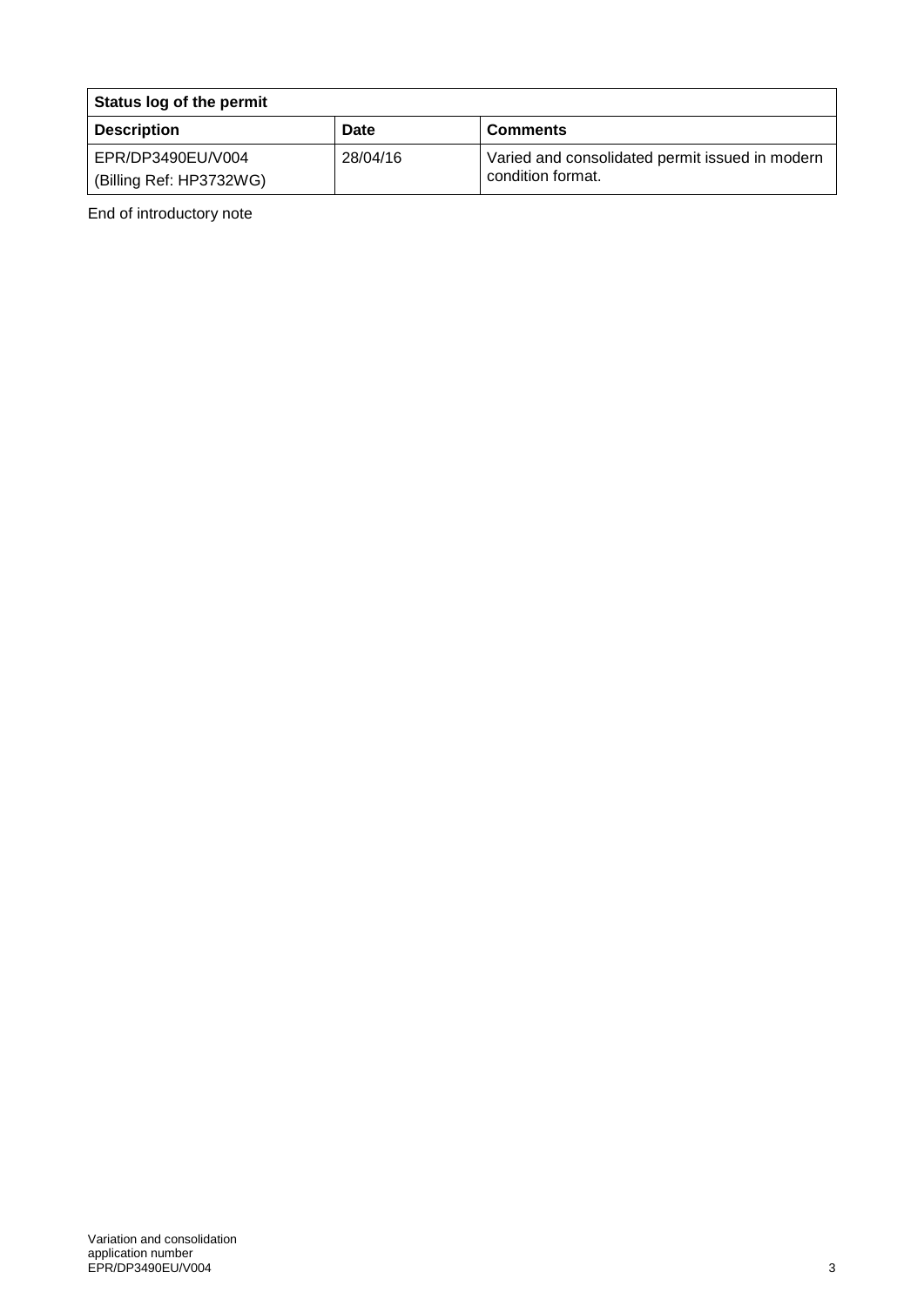| Status log of the permit | | |
|---|---|---|
| **Description** | **Date** | **Comments** |
| EPR/DP3490EU/V004 (Billing Ref: HP3732WG) | 28/04/16 | Varied and consolidated permit issued in modern condition format. |

End of introductory note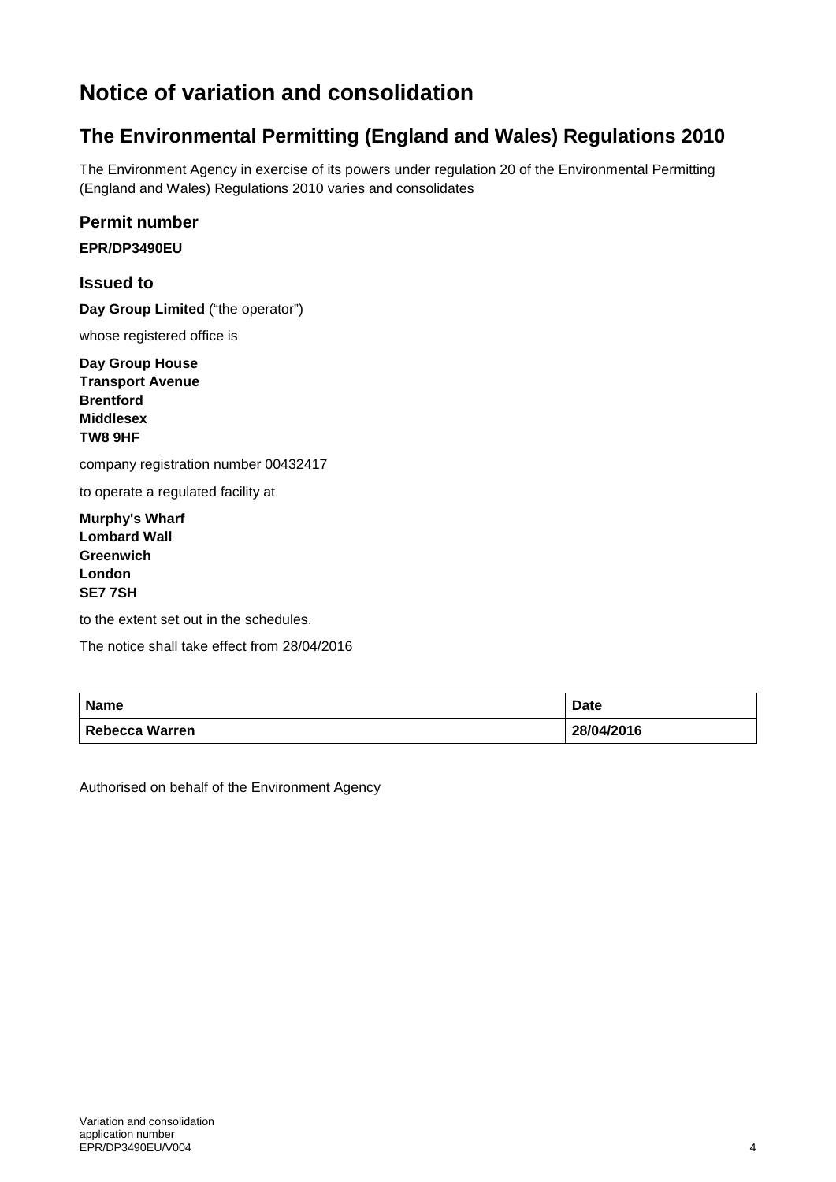# Notice of variation and consolidation

## The Environmental Permitting (England and Wales) Regulations 2010

The Environment Agency in exercise of its powers under regulation 20 of the Environmental Permitting (England and Wales) Regulations 2010 varies and consolidates

### Permit number

**EPR/DP3490EU**

### Issued to

**Day Group Limited** ("the operator")

whose registered office is

**Day Group House**
**Transport Avenue**
**Brentford**
**Middlesex**
**TW8 9HF**

company registration number 00432417

to operate a regulated facility at

**Murphy's Wharf**
**Lombard Wall**
**Greenwich**
**London**
**SE7 7SH**

to the extent set out in the schedules.

The notice shall take effect from 28/04/2016

| Name | Date |
| --- | --- |
| **Rebecca Warren** | **28/04/2016** |

Authorised on behalf of the Environment Agency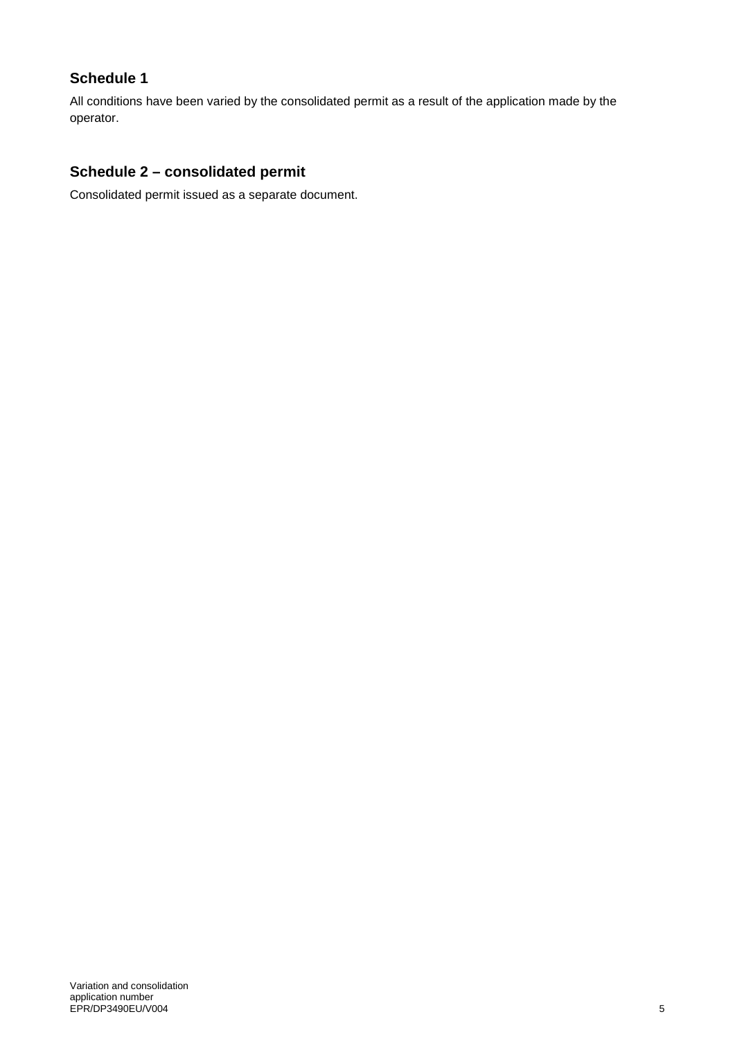## Schedule 1

All conditions have been varied by the consolidated permit as a result of the application made by the operator.

## Schedule 2 – consolidated permit

Consolidated permit issued as a separate document.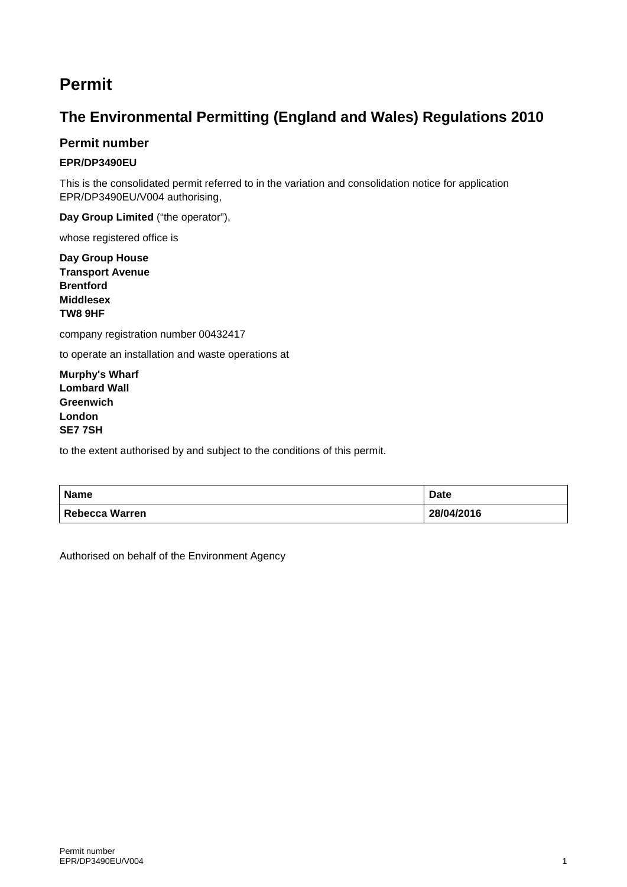# Permit

## The Environmental Permitting (England and Wales) Regulations 2010

### Permit number

**EPR/DP3490EU**

This is the consolidated permit referred to in the variation and consolidation notice for application EPR/DP3490EU/V004 authorising,

**Day Group Limited** ("the operator"),

whose registered office is

**Day Group House**
**Transport Avenue**
**Brentford**
**Middlesex**
**TW8 9HF**

company registration number 00432417

to operate an installation and waste operations at

**Murphy's Wharf**
**Lombard Wall**
**Greenwich**
**London**
**SE7 7SH**

to the extent authorised by and subject to the conditions of this permit.

| Name | Date |
|---|---|
| **Rebecca Warren** | **28/04/2016** |

Authorised on behalf of the Environment Agency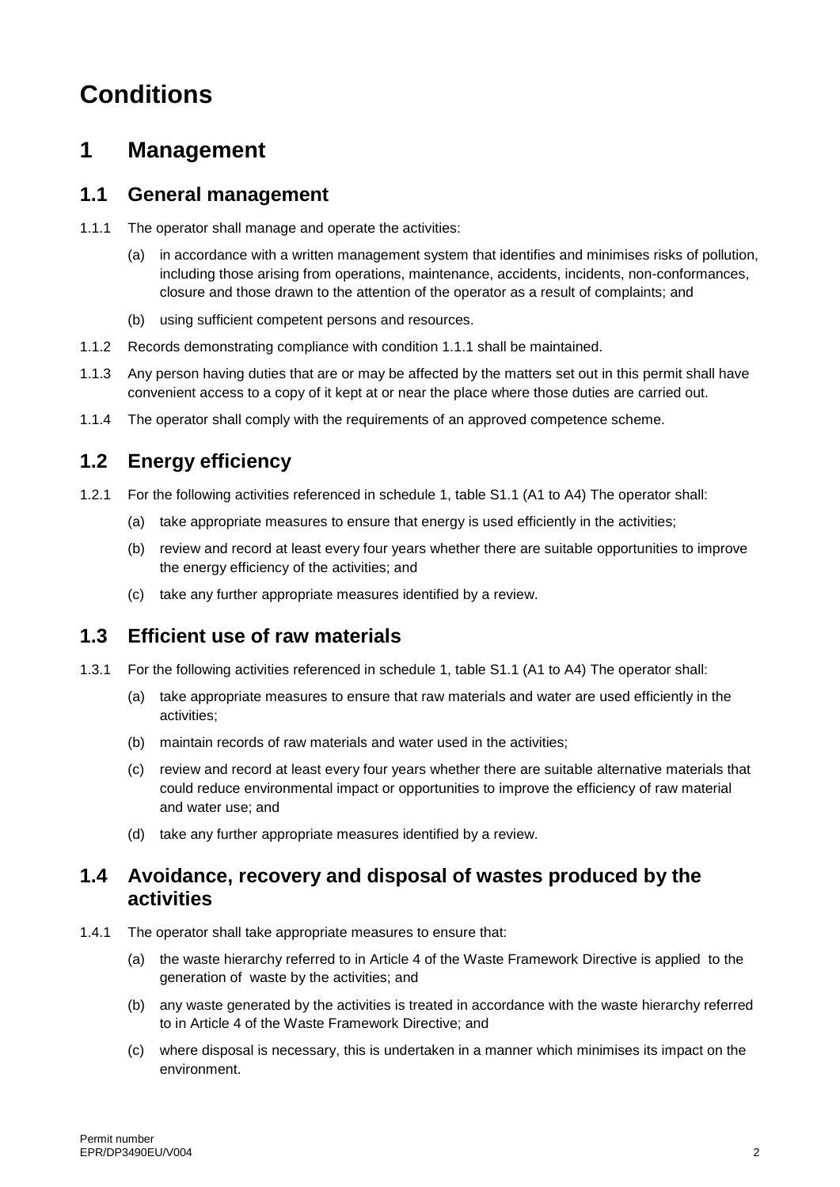# Conditions

## 1 Management

### 1.1 General management

1.1.1 The operator shall manage and operate the activities:

(a) in accordance with a written management system that identifies and minimises risks of pollution, including those arising from operations, maintenance, accidents, incidents, non-conformances, closure and those drawn to the attention of the operator as a result of complaints; and

(b) using sufficient competent persons and resources.

1.1.2 Records demonstrating compliance with condition 1.1.1 shall be maintained.

1.1.3 Any person having duties that are or may be affected by the matters set out in this permit shall have convenient access to a copy of it kept at or near the place where those duties are carried out.

1.1.4 The operator shall comply with the requirements of an approved competence scheme.

### 1.2 Energy efficiency

1.2.1 For the following activities referenced in schedule 1, table S1.1 (A1 to A4) The operator shall:

(a) take appropriate measures to ensure that energy is used efficiently in the activities;

(b) review and record at least every four years whether there are suitable opportunities to improve the energy efficiency of the activities; and

(c) take any further appropriate measures identified by a review.

### 1.3 Efficient use of raw materials

1.3.1 For the following activities referenced in schedule 1, table S1.1 (A1 to A4) The operator shall:

(a) take appropriate measures to ensure that raw materials and water are used efficiently in the activities;

(b) maintain records of raw materials and water used in the activities;

(c) review and record at least every four years whether there are suitable alternative materials that could reduce environmental impact or opportunities to improve the efficiency of raw material and water use; and

(d) take any further appropriate measures identified by a review.

### 1.4 Avoidance, recovery and disposal of wastes produced by the activities

1.4.1 The operator shall take appropriate measures to ensure that:

(a) the waste hierarchy referred to in Article 4 of the Waste Framework Directive is applied to the generation of waste by the activities; and

(b) any waste generated by the activities is treated in accordance with the waste hierarchy referred to in Article 4 of the Waste Framework Directive; and

(c) where disposal is necessary, this is undertaken in a manner which minimises its impact on the environment.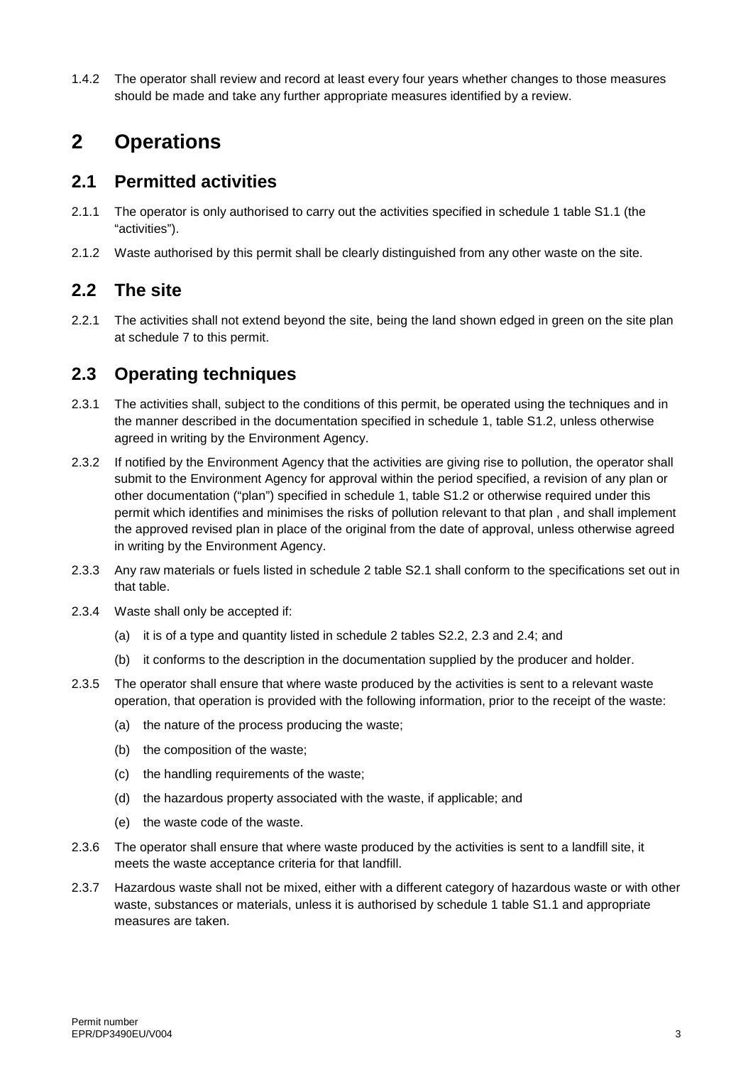1.4.2 The operator shall review and record at least every four years whether changes to those measures should be made and take any further appropriate measures identified by a review.

# 2 Operations

## 2.1 Permitted activities

2.1.1 The operator is only authorised to carry out the activities specified in schedule 1 table S1.1 (the "activities").

2.1.2 Waste authorised by this permit shall be clearly distinguished from any other waste on the site.

## 2.2 The site

2.2.1 The activities shall not extend beyond the site, being the land shown edged in green on the site plan at schedule 7 to this permit.

## 2.3 Operating techniques

2.3.1 The activities shall, subject to the conditions of this permit, be operated using the techniques and in the manner described in the documentation specified in schedule 1, table S1.2, unless otherwise agreed in writing by the Environment Agency.

2.3.2 If notified by the Environment Agency that the activities are giving rise to pollution, the operator shall submit to the Environment Agency for approval within the period specified, a revision of any plan or other documentation ("plan") specified in schedule 1, table S1.2 or otherwise required under this permit which identifies and minimises the risks of pollution relevant to that plan , and shall implement the approved revised plan in place of the original from the date of approval, unless otherwise agreed in writing by the Environment Agency.

2.3.3 Any raw materials or fuels listed in schedule 2 table S2.1 shall conform to the specifications set out in that table.

2.3.4 Waste shall only be accepted if:

(a) it is of a type and quantity listed in schedule 2 tables S2.2, 2.3 and 2.4; and

(b) it conforms to the description in the documentation supplied by the producer and holder.

2.3.5 The operator shall ensure that where waste produced by the activities is sent to a relevant waste operation, that operation is provided with the following information, prior to the receipt of the waste:

(a) the nature of the process producing the waste;

(b) the composition of the waste;

(c) the handling requirements of the waste;

(d) the hazardous property associated with the waste, if applicable; and

(e) the waste code of the waste.

2.3.6 The operator shall ensure that where waste produced by the activities is sent to a landfill site, it meets the waste acceptance criteria for that landfill.

2.3.7 Hazardous waste shall not be mixed, either with a different category of hazardous waste or with other waste, substances or materials, unless it is authorised by schedule 1 table S1.1 and appropriate measures are taken.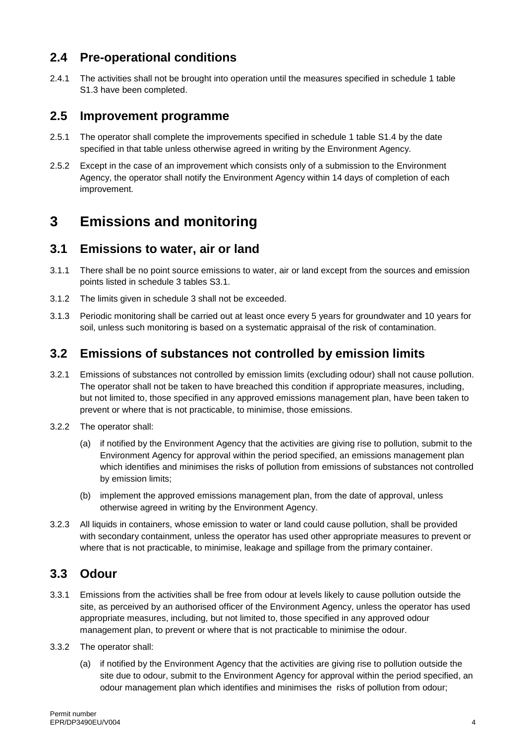## 2.4 Pre-operational conditions

2.4.1 The activities shall not be brought into operation until the measures specified in schedule 1 table S1.3 have been completed.

## 2.5 Improvement programme

2.5.1 The operator shall complete the improvements specified in schedule 1 table S1.4 by the date specified in that table unless otherwise agreed in writing by the Environment Agency.

2.5.2 Except in the case of an improvement which consists only of a submission to the Environment Agency, the operator shall notify the Environment Agency within 14 days of completion of each improvement.

# 3 Emissions and monitoring

## 3.1 Emissions to water, air or land

3.1.1 There shall be no point source emissions to water, air or land except from the sources and emission points listed in schedule 3 tables S3.1.

3.1.2 The limits given in schedule 3 shall not be exceeded.

3.1.3 Periodic monitoring shall be carried out at least once every 5 years for groundwater and 10 years for soil, unless such monitoring is based on a systematic appraisal of the risk of contamination.

## 3.2 Emissions of substances not controlled by emission limits

3.2.1 Emissions of substances not controlled by emission limits (excluding odour) shall not cause pollution. The operator shall not be taken to have breached this condition if appropriate measures, including, but not limited to, those specified in any approved emissions management plan, have been taken to prevent or where that is not practicable, to minimise, those emissions.

3.2.2 The operator shall:

(a) if notified by the Environment Agency that the activities are giving rise to pollution, submit to the Environment Agency for approval within the period specified, an emissions management plan which identifies and minimises the risks of pollution from emissions of substances not controlled by emission limits;

(b) implement the approved emissions management plan, from the date of approval, unless otherwise agreed in writing by the Environment Agency.

3.2.3 All liquids in containers, whose emission to water or land could cause pollution, shall be provided with secondary containment, unless the operator has used other appropriate measures to prevent or where that is not practicable, to minimise, leakage and spillage from the primary container.

## 3.3 Odour

3.3.1 Emissions from the activities shall be free from odour at levels likely to cause pollution outside the site, as perceived by an authorised officer of the Environment Agency, unless the operator has used appropriate measures, including, but not limited to, those specified in any approved odour management plan, to prevent or where that is not practicable to minimise the odour.

3.3.2 The operator shall:

(a) if notified by the Environment Agency that the activities are giving rise to pollution outside the site due to odour, submit to the Environment Agency for approval within the period specified, an odour management plan which identifies and minimises the risks of pollution from odour;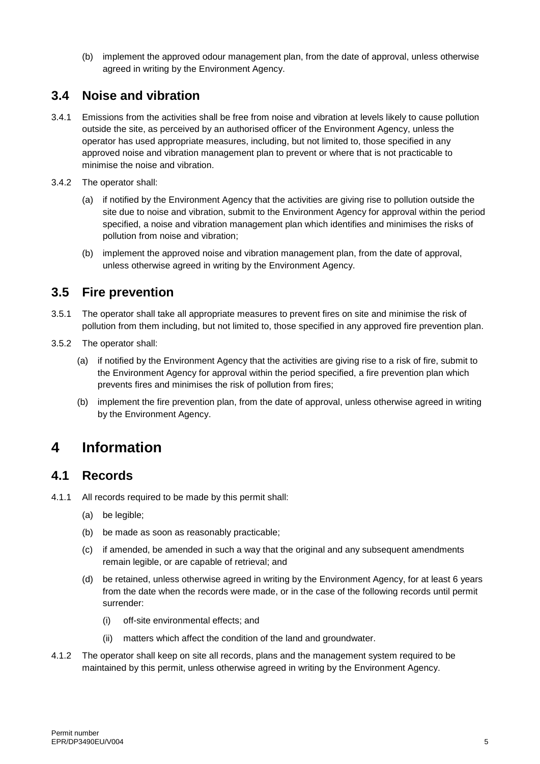(b) implement the approved odour management plan, from the date of approval, unless otherwise agreed in writing by the Environment Agency.

## 3.4 Noise and vibration

3.4.1 Emissions from the activities shall be free from noise and vibration at levels likely to cause pollution outside the site, as perceived by an authorised officer of the Environment Agency, unless the operator has used appropriate measures, including, but not limited to, those specified in any approved noise and vibration management plan to prevent or where that is not practicable to minimise the noise and vibration.

3.4.2 The operator shall:

(a) if notified by the Environment Agency that the activities are giving rise to pollution outside the site due to noise and vibration, submit to the Environment Agency for approval within the period specified, a noise and vibration management plan which identifies and minimises the risks of pollution from noise and vibration;

(b) implement the approved noise and vibration management plan, from the date of approval, unless otherwise agreed in writing by the Environment Agency.

## 3.5 Fire prevention

3.5.1 The operator shall take all appropriate measures to prevent fires on site and minimise the risk of pollution from them including, but not limited to, those specified in any approved fire prevention plan.

3.5.2 The operator shall:

(a) if notified by the Environment Agency that the activities are giving rise to a risk of fire, submit to the Environment Agency for approval within the period specified, a fire prevention plan which prevents fires and minimises the risk of pollution from fires;

(b) implement the fire prevention plan, from the date of approval, unless otherwise agreed in writing by the Environment Agency.

# 4 Information

## 4.1 Records

4.1.1 All records required to be made by this permit shall:

(a) be legible;

(b) be made as soon as reasonably practicable;

(c) if amended, be amended in such a way that the original and any subsequent amendments remain legible, or are capable of retrieval; and

(d) be retained, unless otherwise agreed in writing by the Environment Agency, for at least 6 years from the date when the records were made, or in the case of the following records until permit surrender:

(i) off-site environmental effects; and

(ii) matters which affect the condition of the land and groundwater.

4.1.2 The operator shall keep on site all records, plans and the management system required to be maintained by this permit, unless otherwise agreed in writing by the Environment Agency.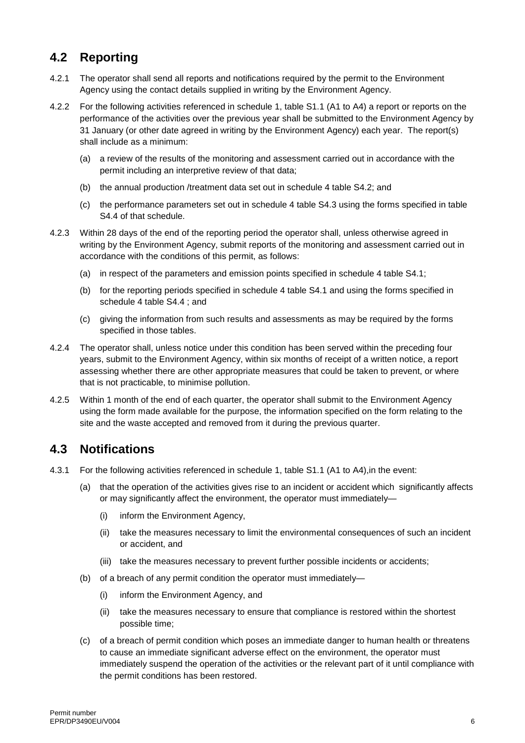## 4.2 Reporting

4.2.1 The operator shall send all reports and notifications required by the permit to the Environment Agency using the contact details supplied in writing by the Environment Agency.

4.2.2 For the following activities referenced in schedule 1, table S1.1 (A1 to A4) a report or reports on the performance of the activities over the previous year shall be submitted to the Environment Agency by 31 January (or other date agreed in writing by the Environment Agency) each year. The report(s) shall include as a minimum:

(a) a review of the results of the monitoring and assessment carried out in accordance with the permit including an interpretive review of that data;

(b) the annual production /treatment data set out in schedule 4 table S4.2; and

(c) the performance parameters set out in schedule 4 table S4.3 using the forms specified in table S4.4 of that schedule.

4.2.3 Within 28 days of the end of the reporting period the operator shall, unless otherwise agreed in writing by the Environment Agency, submit reports of the monitoring and assessment carried out in accordance with the conditions of this permit, as follows:

(a) in respect of the parameters and emission points specified in schedule 4 table S4.1;

(b) for the reporting periods specified in schedule 4 table S4.1 and using the forms specified in schedule 4 table S4.4 ; and

(c) giving the information from such results and assessments as may be required by the forms specified in those tables.

4.2.4 The operator shall, unless notice under this condition has been served within the preceding four years, submit to the Environment Agency, within six months of receipt of a written notice, a report assessing whether there are other appropriate measures that could be taken to prevent, or where that is not practicable, to minimise pollution.

4.2.5 Within 1 month of the end of each quarter, the operator shall submit to the Environment Agency using the form made available for the purpose, the information specified on the form relating to the site and the waste accepted and removed from it during the previous quarter.

## 4.3 Notifications

4.3.1 For the following activities referenced in schedule 1, table S1.1 (A1 to A4),in the event:

(a) that the operation of the activities gives rise to an incident or accident which significantly affects or may significantly affect the environment, the operator must immediately—

(i) inform the Environment Agency,

(ii) take the measures necessary to limit the environmental consequences of such an incident or accident, and

(iii) take the measures necessary to prevent further possible incidents or accidents;

(b) of a breach of any permit condition the operator must immediately—

(i) inform the Environment Agency, and

(ii) take the measures necessary to ensure that compliance is restored within the shortest possible time;

(c) of a breach of permit condition which poses an immediate danger to human health or threatens to cause an immediate significant adverse effect on the environment, the operator must immediately suspend the operation of the activities or the relevant part of it until compliance with the permit conditions has been restored.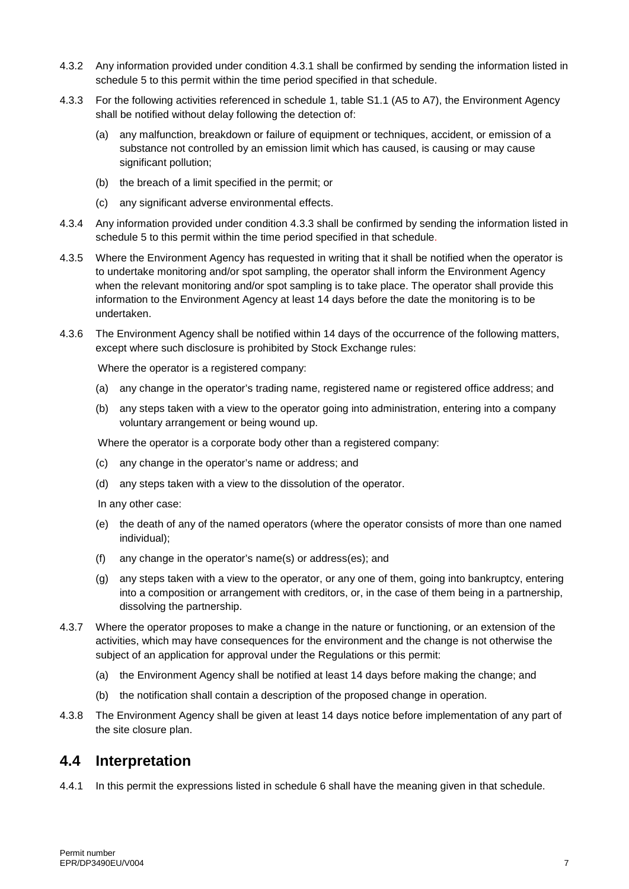4.3.2 Any information provided under condition 4.3.1 shall be confirmed by sending the information listed in schedule 5 to this permit within the time period specified in that schedule.

4.3.3 For the following activities referenced in schedule 1, table S1.1 (A5 to A7), the Environment Agency shall be notified without delay following the detection of:

(a) any malfunction, breakdown or failure of equipment or techniques, accident, or emission of a substance not controlled by an emission limit which has caused, is causing or may cause significant pollution;

(b) the breach of a limit specified in the permit; or

(c) any significant adverse environmental effects.

4.3.4 Any information provided under condition 4.3.3 shall be confirmed by sending the information listed in schedule 5 to this permit within the time period specified in that schedule.

4.3.5 Where the Environment Agency has requested in writing that it shall be notified when the operator is to undertake monitoring and/or spot sampling, the operator shall inform the Environment Agency when the relevant monitoring and/or spot sampling is to take place. The operator shall provide this information to the Environment Agency at least 14 days before the date the monitoring is to be undertaken.

4.3.6 The Environment Agency shall be notified within 14 days of the occurrence of the following matters, except where such disclosure is prohibited by Stock Exchange rules:

Where the operator is a registered company:

(a) any change in the operator's trading name, registered name or registered office address; and

(b) any steps taken with a view to the operator going into administration, entering into a company voluntary arrangement or being wound up.

Where the operator is a corporate body other than a registered company:

(c) any change in the operator's name or address; and

(d) any steps taken with a view to the dissolution of the operator.

In any other case:

(e) the death of any of the named operators (where the operator consists of more than one named individual);

(f) any change in the operator's name(s) or address(es); and

(g) any steps taken with a view to the operator, or any one of them, going into bankruptcy, entering into a composition or arrangement with creditors, or, in the case of them being in a partnership, dissolving the partnership.

4.3.7 Where the operator proposes to make a change in the nature or functioning, or an extension of the activities, which may have consequences for the environment and the change is not otherwise the subject of an application for approval under the Regulations or this permit:

(a) the Environment Agency shall be notified at least 14 days before making the change; and

(b) the notification shall contain a description of the proposed change in operation.

4.3.8 The Environment Agency shall be given at least 14 days notice before implementation of any part of the site closure plan.

## 4.4 Interpretation

4.4.1 In this permit the expressions listed in schedule 6 shall have the meaning given in that schedule.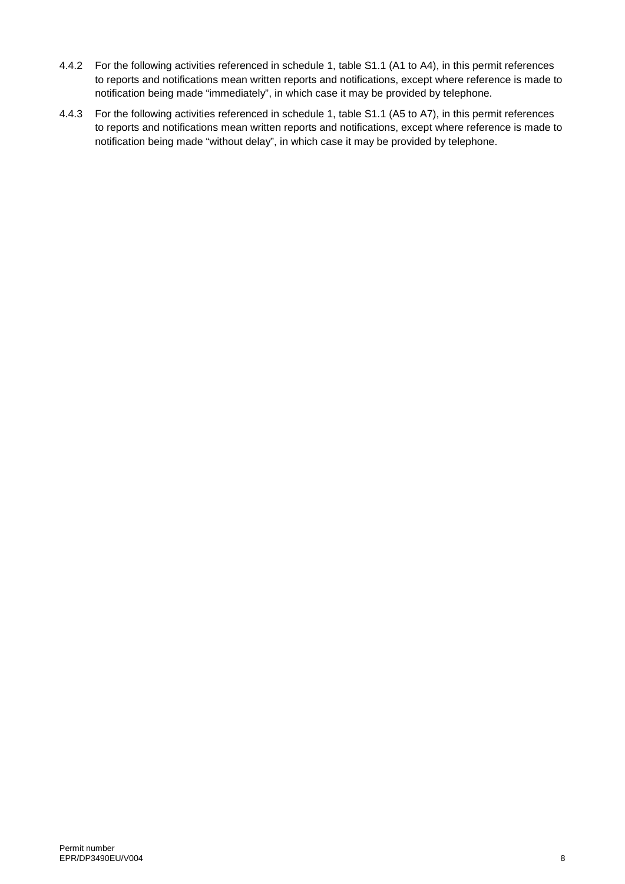4.4.2 For the following activities referenced in schedule 1, table S1.1 (A1 to A4), in this permit references to reports and notifications mean written reports and notifications, except where reference is made to notification being made "immediately", in which case it may be provided by telephone.

4.4.3 For the following activities referenced in schedule 1, table S1.1 (A5 to A7), in this permit references to reports and notifications mean written reports and notifications, except where reference is made to notification being made "without delay", in which case it may be provided by telephone.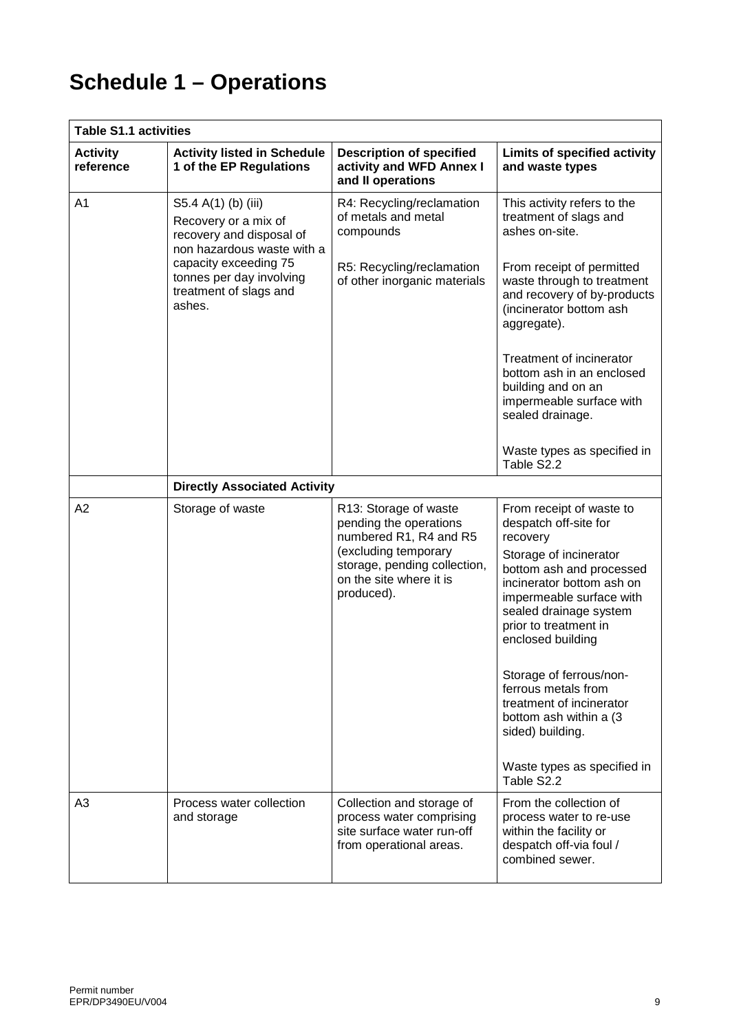# Schedule 1 – Operations

| Table S1.1 activities | | | |
|---|---|---|---|
| **Activity reference** | **Activity listed in Schedule 1 of the EP Regulations** | **Description of specified activity and WFD Annex I and II operations** | **Limits of specified activity and waste types** |
| A1 | S5.4 A(1) (b) (iii) Recovery or a mix of recovery and disposal of non hazardous waste with a capacity exceeding 75 tonnes per day involving treatment of slags and ashes. | R4: Recycling/reclamation of metals and metal compounds<br><br>R5: Recycling/reclamation of other inorganic materials | This activity refers to the treatment of slags and ashes on-site.<br><br>From receipt of permitted waste through to treatment and recovery of by-products (incinerator bottom ash aggregate).<br><br>Treatment of incinerator bottom ash in an enclosed building and on an impermeable surface with sealed drainage.<br><br>Waste types as specified in Table S2.2 |
| | **Directly Associated Activity** | | |
| A2 | Storage of waste | R13: Storage of waste pending the operations numbered R1, R4 and R5 (excluding temporary storage, pending collection, on the site where it is produced). | From receipt of waste to despatch off-site for recovery<br><br>Storage of incinerator bottom ash and processed incinerator bottom ash on impermeable surface with sealed drainage system prior to treatment in enclosed building<br><br>Storage of ferrous/non-ferrous metals from treatment of incinerator bottom ash within a (3 sided) building.<br><br>Waste types as specified in Table S2.2 |
| A3 | Process water collection and storage | Collection and storage of process water comprising site surface water run-off from operational areas. | From the collection of process water to re-use within the facility or despatch off-via foul / combined sewer. |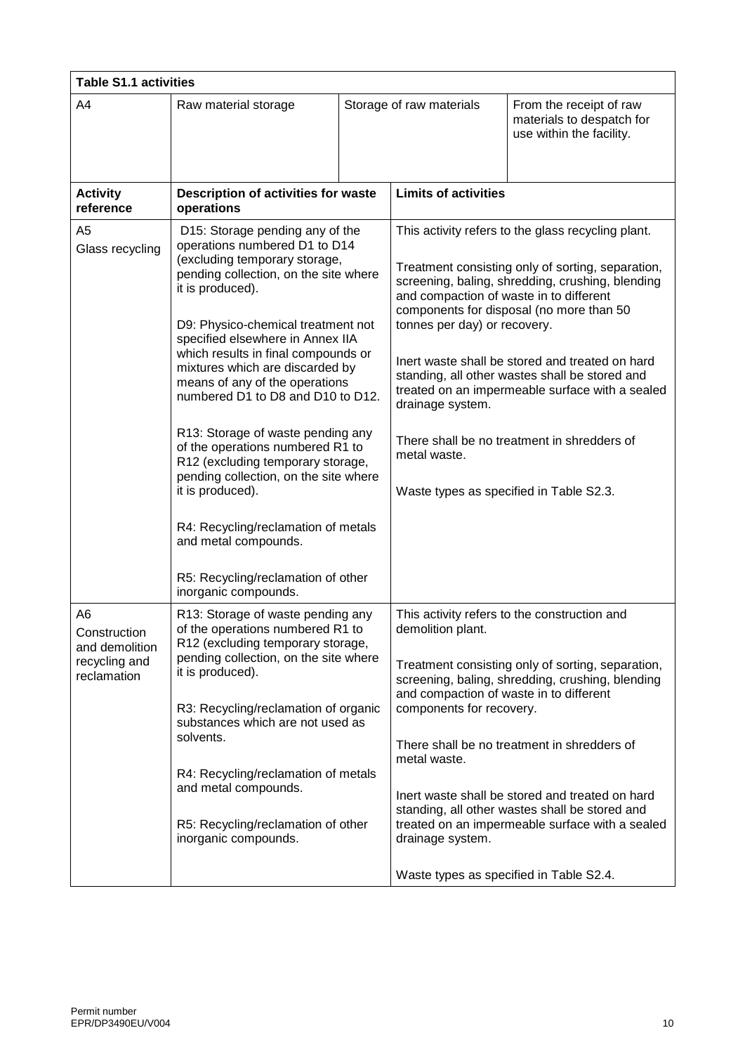**Table S1.1 activities**

| A4 | Raw material storage | Storage of raw materials | From the receipt of raw materials to despatch for use within the facility. |
|---|---|---|---|

| Activity reference | Description of activities for waste operations | Limits of activities |
|---|---|---|
| A5 Glass recycling | D15: Storage pending any of the operations numbered D1 to D14 (excluding temporary storage, pending collection, on the site where it is produced).<br><br>D9: Physico-chemical treatment not specified elsewhere in Annex IIA which results in final compounds or mixtures which are discarded by means of any of the operations numbered D1 to D8 and D10 to D12.<br><br>R13: Storage of waste pending any of the operations numbered R1 to R12 (excluding temporary storage, pending collection, on the site where it is produced).<br><br>R4: Recycling/reclamation of metals and metal compounds.<br><br>R5: Recycling/reclamation of other inorganic compounds. | This activity refers to the glass recycling plant.<br><br>Treatment consisting only of sorting, separation, screening, baling, shredding, crushing, blending and compaction of waste in to different components for disposal (no more than 50 tonnes per day) or recovery.<br><br>Inert waste shall be stored and treated on hard standing, all other wastes shall be stored and treated on an impermeable surface with a sealed drainage system.<br><br>There shall be no treatment in shredders of metal waste.<br><br>Waste types as specified in Table S2.3. |
| A6 Construction and demolition recycling and reclamation | R13: Storage of waste pending any of the operations numbered R1 to R12 (excluding temporary storage, pending collection, on the site where it is produced).<br><br>R3: Recycling/reclamation of organic substances which are not used as solvents.<br><br>R4: Recycling/reclamation of metals and metal compounds.<br><br>R5: Recycling/reclamation of other inorganic compounds. | This activity refers to the construction and demolition plant.<br><br>Treatment consisting only of sorting, separation, screening, baling, shredding, crushing, blending and compaction of waste in to different components for recovery.<br><br>There shall be no treatment in shredders of metal waste.<br><br>Inert waste shall be stored and treated on hard standing, all other wastes shall be stored and treated on an impermeable surface with a sealed drainage system.<br><br>Waste types as specified in Table S2.4. |

Permit number
EPR/DP3490EU/V004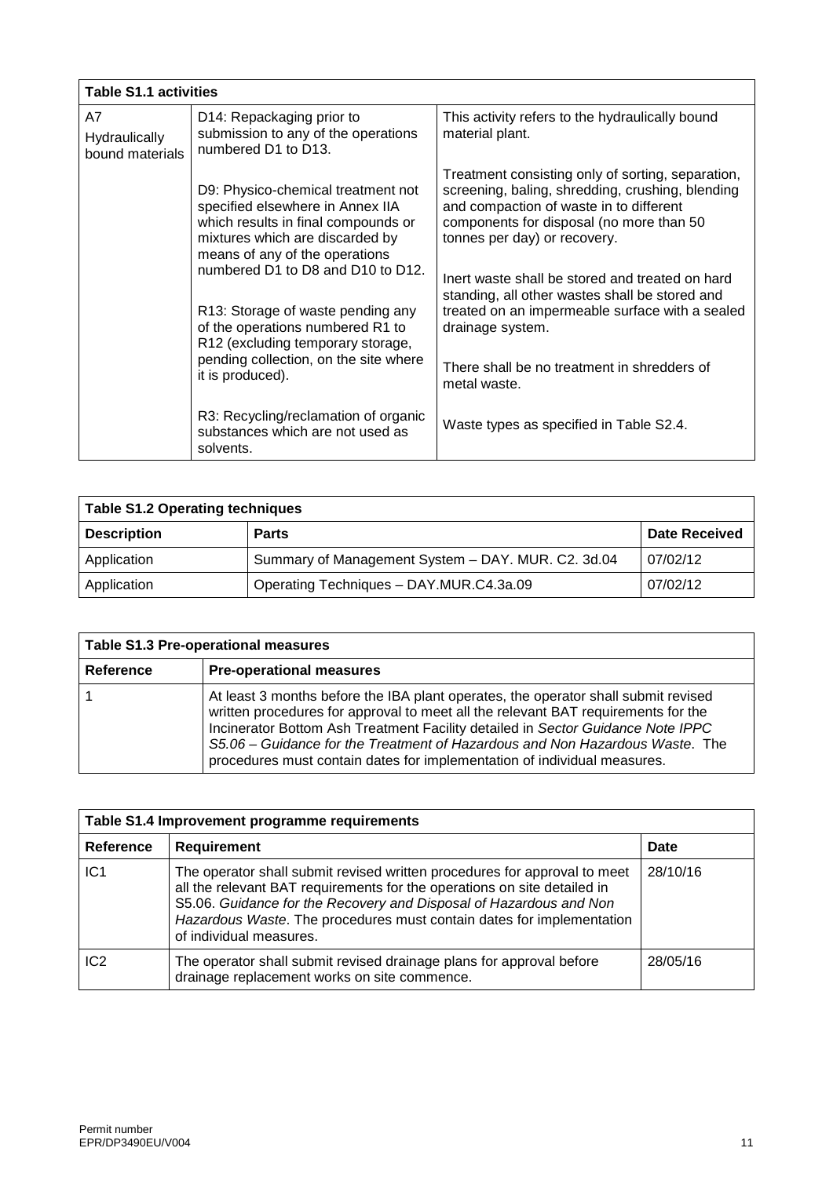| Table S1.1 activities | | |
|---|---|---|
| A7 Hydraulically bound materials | D14: Repackaging prior to submission to any of the operations numbered D1 to D13.<br><br>D9: Physico-chemical treatment not specified elsewhere in Annex IIA which results in final compounds or mixtures which are discarded by means of any of the operations numbered D1 to D8 and D10 to D12.<br><br>R13: Storage of waste pending any of the operations numbered R1 to R12 (excluding temporary storage, pending collection, on the site where it is produced).<br><br>R3: Recycling/reclamation of organic substances which are not used as solvents. | This activity refers to the hydraulically bound material plant.<br><br>Treatment consisting only of sorting, separation, screening, baling, shredding, crushing, blending and compaction of waste in to different components for disposal (no more than 50 tonnes per day) or recovery.<br><br>Inert waste shall be stored and treated on hard standing, all other wastes shall be stored and treated on an impermeable surface with a sealed drainage system.<br><br>There shall be no treatment in shredders of metal waste.<br><br>Waste types as specified in Table S2.4. |

| Table S1.2 Operating techniques | | |
|---|---|---|
| **Description** | **Parts** | **Date Received** |
| Application | Summary of Management System – DAY. MUR. C2. 3d.04 | 07/02/12 |
| Application | Operating Techniques – DAY.MUR.C4.3a.09 | 07/02/12 |

| Table S1.3 Pre-operational measures | |
|---|---|
| **Reference** | **Pre-operational measures** |
| 1 | At least 3 months before the IBA plant operates, the operator shall submit revised written procedures for approval to meet all the relevant BAT requirements for the Incinerator Bottom Ash Treatment Facility detailed in *Sector Guidance Note IPPC S5.06 – Guidance for the Treatment of Hazardous and Non Hazardous Waste*. The procedures must contain dates for implementation of individual measures. |

| Table S1.4 Improvement programme requirements | | |
|---|---|---|
| **Reference** | **Requirement** | **Date** |
| IC1 | The operator shall submit revised written procedures for approval to meet all the relevant BAT requirements for the operations on site detailed in S5.06. *Guidance for the Recovery and Disposal of Hazardous and Non Hazardous Waste*. The procedures must contain dates for implementation of individual measures. | 28/10/16 |
| IC2 | The operator shall submit revised drainage plans for approval before drainage replacement works on site commence. | 28/05/16 |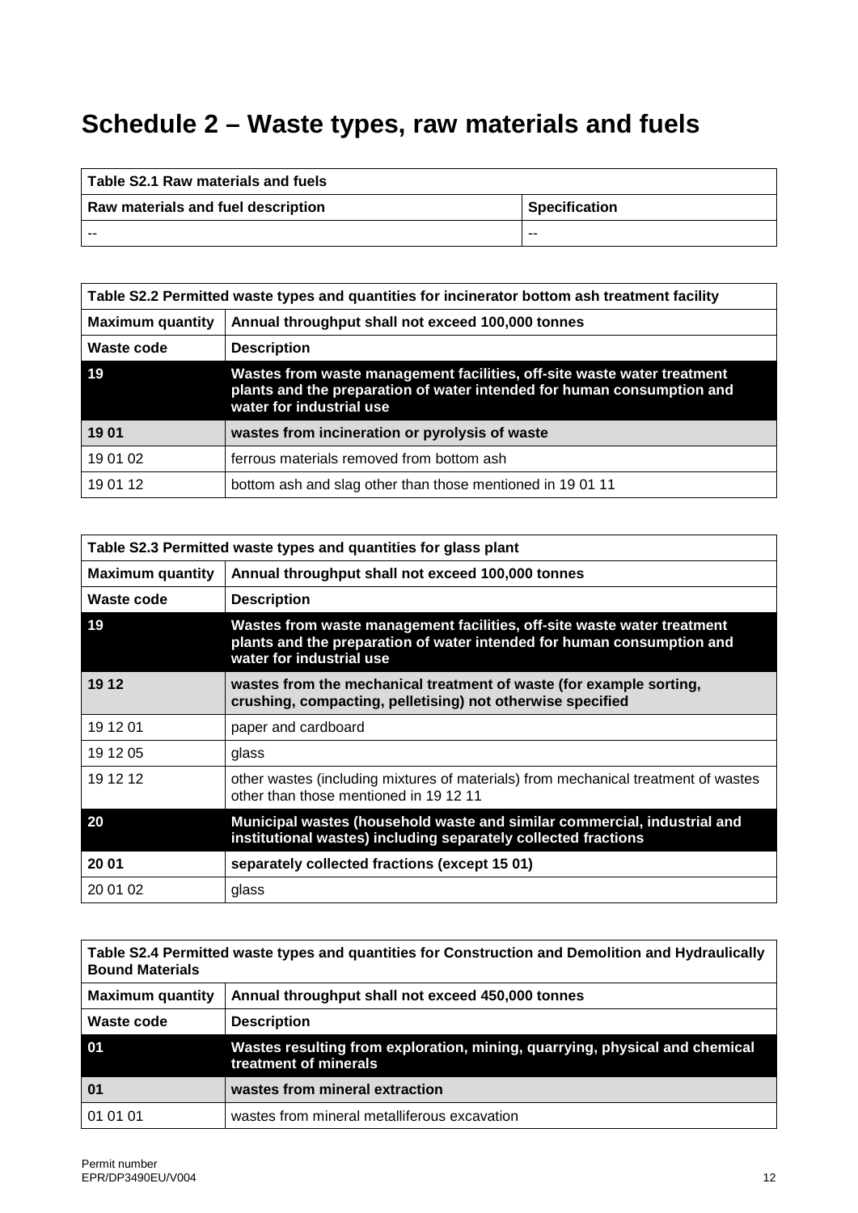# Schedule 2 – Waste types, raw materials and fuels

| Table S2.1 Raw materials and fuels | |
|---|---|
| **Raw materials and fuel description** | **Specification** |
| -- | -- |

| Table S2.2 Permitted waste types and quantities for incinerator bottom ash treatment facility | |
|---|---|
| **Maximum quantity** | **Annual throughput shall not exceed 100,000 tonnes** |
| **Waste code** | **Description** |
| **19** | **Wastes from waste management facilities, off-site waste water treatment plants and the preparation of water intended for human consumption and water for industrial use** |
| **19 01** | **wastes from incineration or pyrolysis of waste** |
| 19 01 02 | ferrous materials removed from bottom ash |
| 19 01 12 | bottom ash and slag other than those mentioned in 19 01 11 |

| Table S2.3 Permitted waste types and quantities for glass plant | |
|---|---|
| **Maximum quantity** | **Annual throughput shall not exceed 100,000 tonnes** |
| **Waste code** | **Description** |
| **19** | **Wastes from waste management facilities, off-site waste water treatment plants and the preparation of water intended for human consumption and water for industrial use** |
| **19 12** | **wastes from the mechanical treatment of waste (for example sorting, crushing, compacting, pelletising) not otherwise specified** |
| 19 12 01 | paper and cardboard |
| 19 12 05 | glass |
| 19 12 12 | other wastes (including mixtures of materials) from mechanical treatment of wastes other than those mentioned in 19 12 11 |
| **20** | **Municipal wastes (household waste and similar commercial, industrial and institutional wastes) including separately collected fractions** |
| **20 01** | **separately collected fractions (except 15 01)** |
| 20 01 02 | glass |

| Table S2.4 Permitted waste types and quantities for Construction and Demolition and Hydraulically Bound Materials | |
|---|---|
| **Maximum quantity** | **Annual throughput shall not exceed 450,000 tonnes** |
| **Waste code** | **Description** |
| **01** | **Wastes resulting from exploration, mining, quarrying, physical and chemical treatment of minerals** |
| **01** | **wastes from mineral extraction** |
| 01 01 01 | wastes from mineral metalliferous excavation |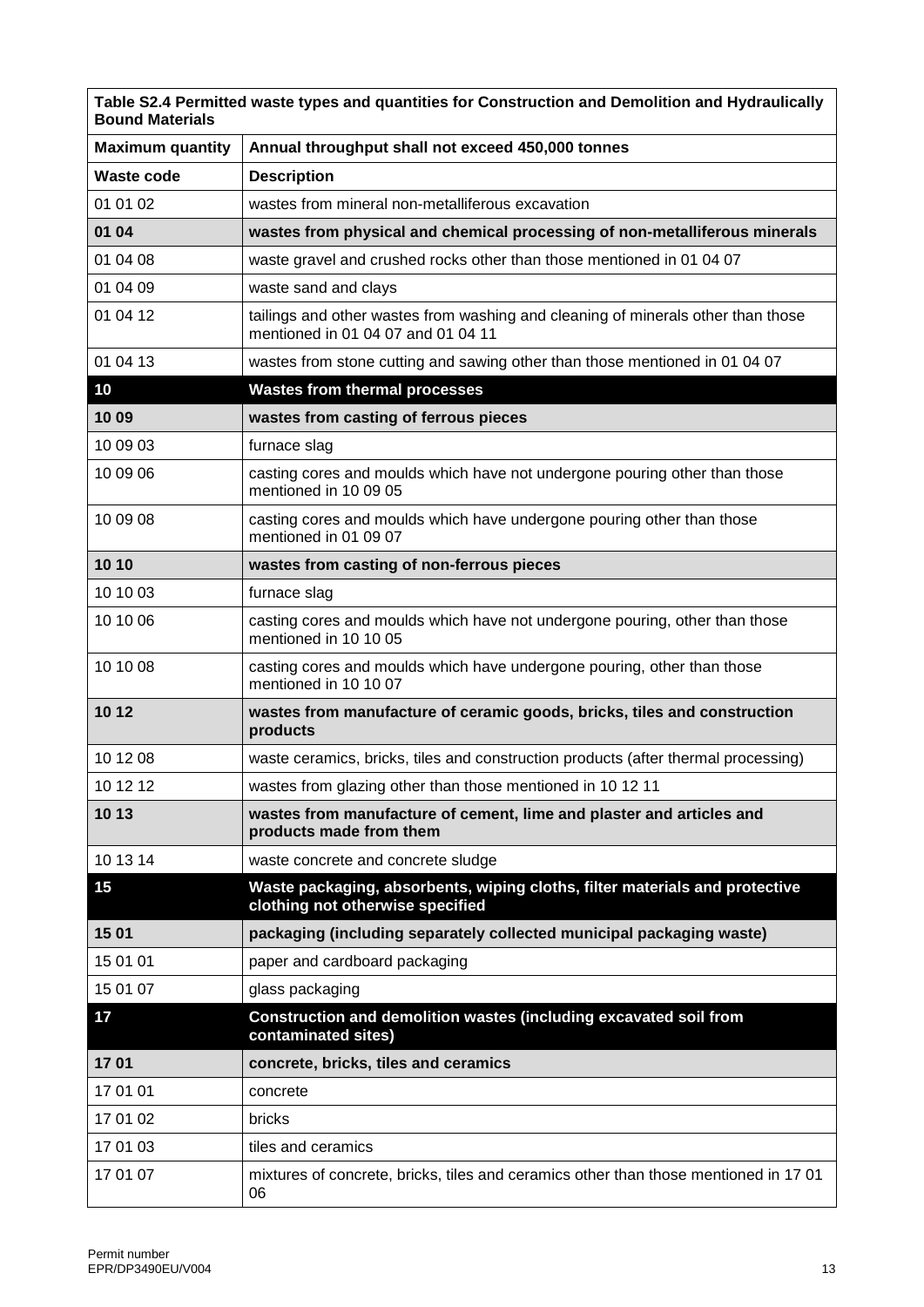| Table S2.4 Permitted waste types and quantities for Construction and Demolition and Hydraulically Bound Materials | |
|---|---|
| **Maximum quantity** | **Annual throughput shall not exceed 450,000 tonnes** |
| **Waste code** | **Description** |
| 01 01 02 | wastes from mineral non-metalliferous excavation |
| **01 04** | **wastes from physical and chemical processing of non-metalliferous minerals** |
| 01 04 08 | waste gravel and crushed rocks other than those mentioned in 01 04 07 |
| 01 04 09 | waste sand and clays |
| 01 04 12 | tailings and other wastes from washing and cleaning of minerals other than those mentioned in 01 04 07 and 01 04 11 |
| 01 04 13 | wastes from stone cutting and sawing other than those mentioned in 01 04 07 |
| **10** | **Wastes from thermal processes** |
| **10 09** | **wastes from casting of ferrous pieces** |
| 10 09 03 | furnace slag |
| 10 09 06 | casting cores and moulds which have not undergone pouring other than those mentioned in 10 09 05 |
| 10 09 08 | casting cores and moulds which have undergone pouring other than those mentioned in 01 09 07 |
| **10 10** | **wastes from casting of non-ferrous pieces** |
| 10 10 03 | furnace slag |
| 10 10 06 | casting cores and moulds which have not undergone pouring, other than those mentioned in 10 10 05 |
| 10 10 08 | casting cores and moulds which have undergone pouring, other than those mentioned in 10 10 07 |
| **10 12** | **wastes from manufacture of ceramic goods, bricks, tiles and construction products** |
| 10 12 08 | waste ceramics, bricks, tiles and construction products (after thermal processing) |
| 10 12 12 | wastes from glazing other than those mentioned in 10 12 11 |
| **10 13** | **wastes from manufacture of cement, lime and plaster and articles and products made from them** |
| 10 13 14 | waste concrete and concrete sludge |
| **15** | **Waste packaging, absorbents, wiping cloths, filter materials and protective clothing not otherwise specified** |
| **15 01** | **packaging (including separately collected municipal packaging waste)** |
| 15 01 01 | paper and cardboard packaging |
| 15 01 07 | glass packaging |
| **17** | **Construction and demolition wastes (including excavated soil from contaminated sites)** |
| **17 01** | **concrete, bricks, tiles and ceramics** |
| 17 01 01 | concrete |
| 17 01 02 | bricks |
| 17 01 03 | tiles and ceramics |
| 17 01 07 | mixtures of concrete, bricks, tiles and ceramics other than those mentioned in 17 01 06 |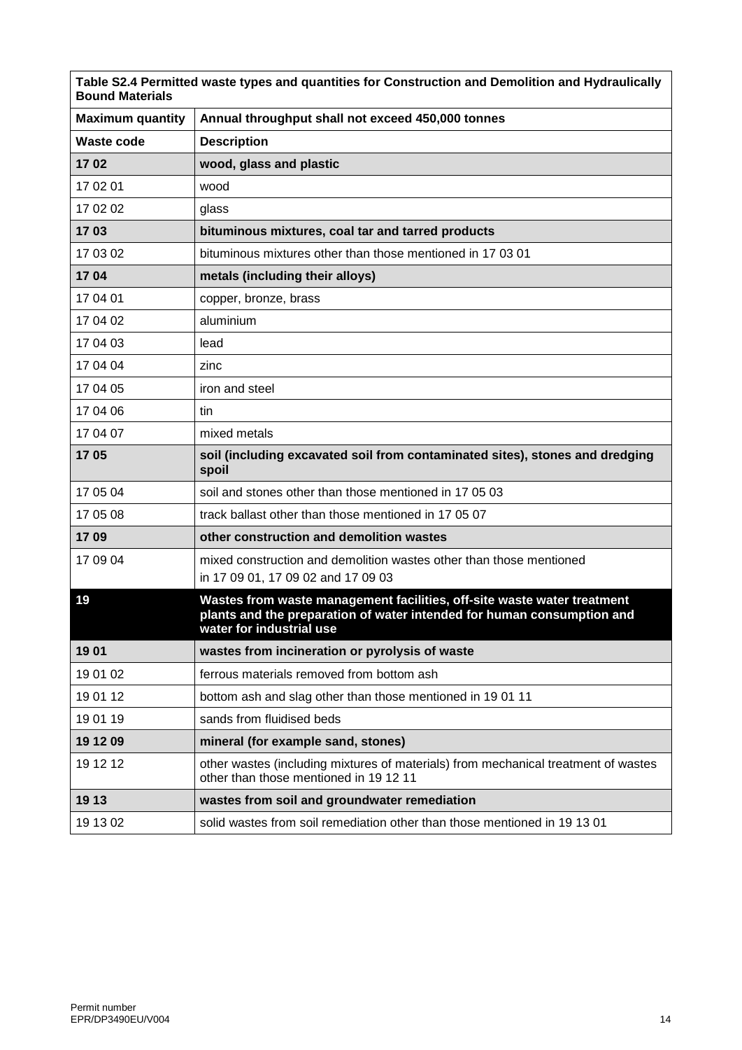| **Table S2.4 Permitted waste types and quantities for Construction and Demolition and Hydraulically Bound Materials** | |
|---|---|
| **Maximum quantity** | **Annual throughput shall not exceed 450,000 tonnes** |
| **Waste code** | **Description** |
| **17 02** | **wood, glass and plastic** |
| 17 02 01 | wood |
| 17 02 02 | glass |
| **17 03** | **bituminous mixtures, coal tar and tarred products** |
| 17 03 02 | bituminous mixtures other than those mentioned in 17 03 01 |
| **17 04** | **metals (including their alloys)** |
| 17 04 01 | copper, bronze, brass |
| 17 04 02 | aluminium |
| 17 04 03 | lead |
| 17 04 04 | zinc |
| 17 04 05 | iron and steel |
| 17 04 06 | tin |
| 17 04 07 | mixed metals |
| **17 05** | **soil (including excavated soil from contaminated sites), stones and dredging spoil** |
| 17 05 04 | soil and stones other than those mentioned in 17 05 03 |
| 17 05 08 | track ballast other than those mentioned in 17 05 07 |
| **17 09** | **other construction and demolition wastes** |
| 17 09 04 | mixed construction and demolition wastes other than those mentioned in 17 09 01, 17 09 02 and 17 09 03 |
| **19** | **Wastes from waste management facilities, off-site waste water treatment plants and the preparation of water intended for human consumption and water for industrial use** |
| **19 01** | **wastes from incineration or pyrolysis of waste** |
| 19 01 02 | ferrous materials removed from bottom ash |
| 19 01 12 | bottom ash and slag other than those mentioned in 19 01 11 |
| 19 01 19 | sands from fluidised beds |
| **19 12 09** | **mineral (for example sand, stones)** |
| 19 12 12 | other wastes (including mixtures of materials) from mechanical treatment of wastes other than those mentioned in 19 12 11 |
| **19 13** | **wastes from soil and groundwater remediation** |
| 19 13 02 | solid wastes from soil remediation other than those mentioned in 19 13 01 |

Permit number
EPR/DP3490EU/V004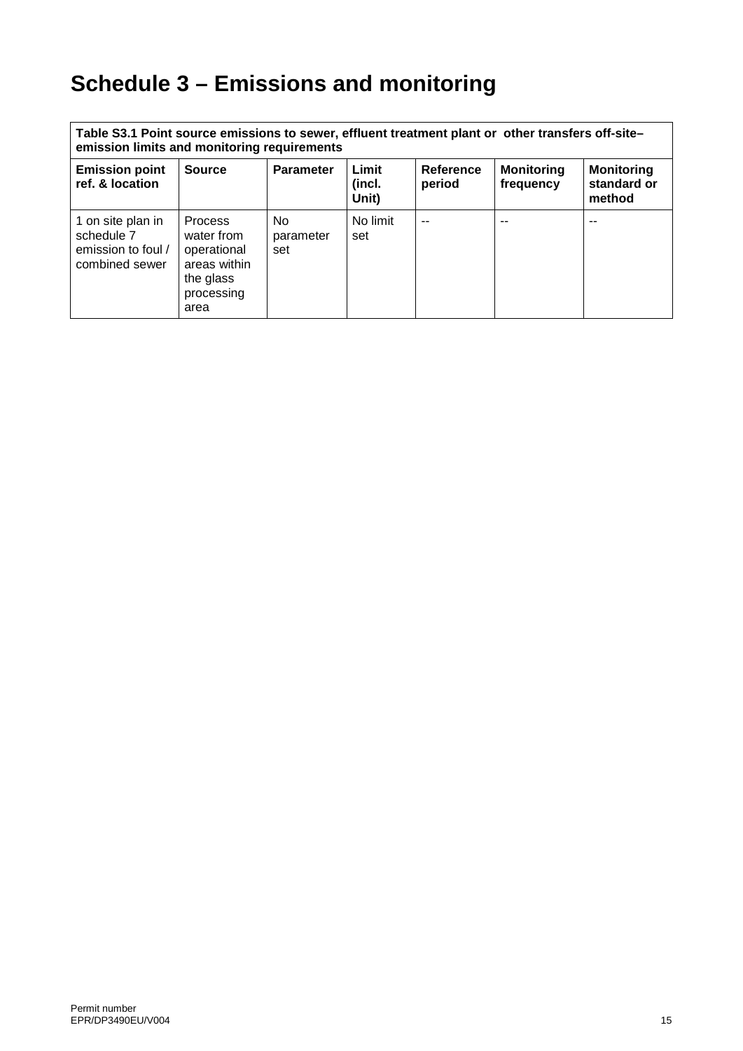# Schedule 3 – Emissions and monitoring

| Table S3.1 Point source emissions to sewer, effluent treatment plant or other transfers off-site– emission limits and monitoring requirements | | | | | | |
|---|---|---|---|---|---|---|
| **Emission point ref. & location** | **Source** | **Parameter** | **Limit (incl. Unit)** | **Reference period** | **Monitoring frequency** | **Monitoring standard or method** |
| 1 on site plan in schedule 7 emission to foul / combined sewer | Process water from operational areas within the glass processing area | No parameter set | No limit set | -- | -- | -- |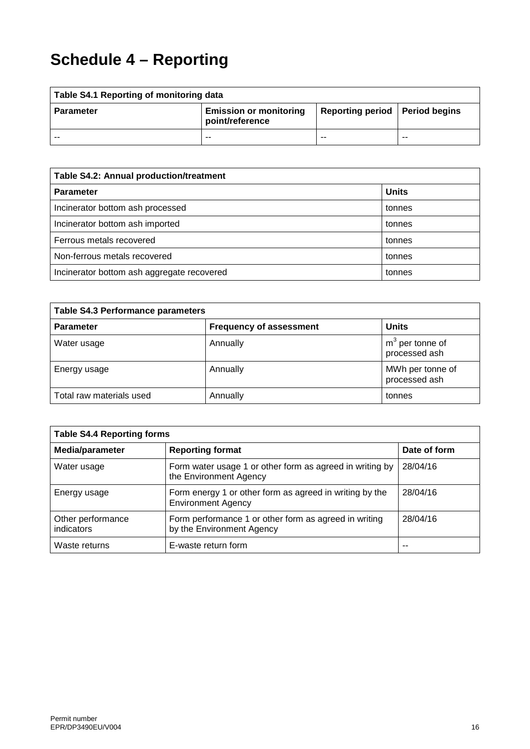# Schedule 4 – Reporting

| Table S4.1 Reporting of monitoring data | | | |
|---|---|---|---|
| **Parameter** | **Emission or monitoring point/reference** | **Reporting period** | **Period begins** |
| -- | -- | -- | -- |

| Table S4.2: Annual production/treatment | |
|---|---|
| **Parameter** | **Units** |
| Incinerator bottom ash processed | tonnes |
| Incinerator bottom ash imported | tonnes |
| Ferrous metals recovered | tonnes |
| Non-ferrous metals recovered | tonnes |
| Incinerator bottom ash aggregate recovered | tonnes |

| Table S4.3 Performance parameters | | |
|---|---|---|
| **Parameter** | **Frequency of assessment** | **Units** |
| Water usage | Annually | $m^3$ per tonne of processed ash |
| Energy usage | Annually | MWh per tonne of processed ash |
| Total raw materials used | Annually | tonnes |

| Table S4.4 Reporting forms | | |
|---|---|---|
| **Media/parameter** | **Reporting format** | **Date of form** |
| Water usage | Form water usage 1 or other form as agreed in writing by the Environment Agency | 28/04/16 |
| Energy usage | Form energy 1 or other form as agreed in writing by the Environment Agency | 28/04/16 |
| Other performance indicators | Form performance 1 or other form as agreed in writing by the Environment Agency | 28/04/16 |
| Waste returns | E-waste return form | -- |

Permit number
EPR/DP3490EU/V004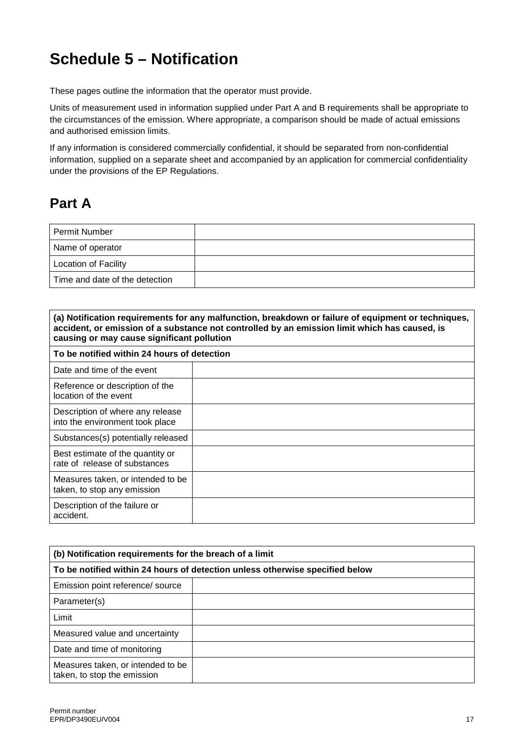# Schedule 5 – Notification

These pages outline the information that the operator must provide.

Units of measurement used in information supplied under Part A and B requirements shall be appropriate to the circumstances of the emission. Where appropriate, a comparison should be made of actual emissions and authorised emission limits.

If any information is considered commercially confidential, it should be separated from non-confidential information, supplied on a separate sheet and accompanied by an application for commercial confidentiality under the provisions of the EP Regulations.

## Part A

| | |
|---|---|
| Permit Number | |
| Name of operator | |
| Location of Facility | |
| Time and date of the detection | |

| **(a) Notification requirements for any malfunction, breakdown or failure of equipment or techniques, accident, or emission of a substance not controlled by an emission limit which has caused, is causing or may cause significant pollution** | |
|---|---|
| **To be notified within 24 hours of detection** | |
| Date and time of the event | |
| Reference or description of the location of the event | |
| Description of where any release into the environment took place | |
| Substances(s) potentially released | |
| Best estimate of the quantity or rate of release of substances | |
| Measures taken, or intended to be taken, to stop any emission | |
| Description of the failure or accident. | |

| **(b) Notification requirements for the breach of a limit** | |
|---|---|
| **To be notified within 24 hours of detection unless otherwise specified below** | |
| Emission point reference/ source | |
| Parameter(s) | |
| Limit | |
| Measured value and uncertainty | |
| Date and time of monitoring | |
| Measures taken, or intended to be taken, to stop the emission | |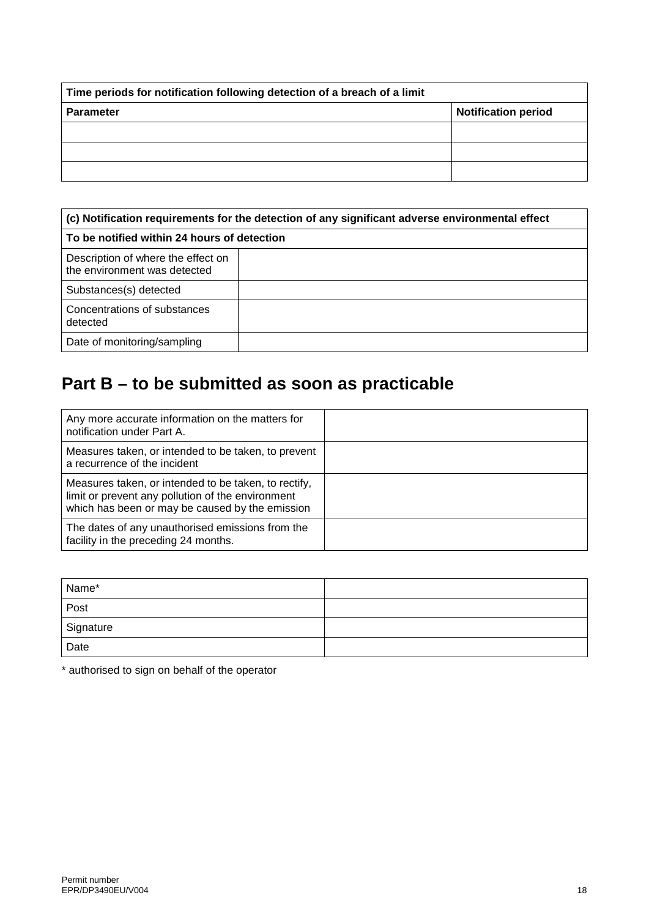| Time periods for notification following detection of a breach of a limit | |
|---|---|
| **Parameter** | **Notification period** |
| | |
| | |
| | |

| (c) Notification requirements for the detection of any significant adverse environmental effect | |
|---|---|
| **To be notified within 24 hours of detection** | |
| Description of where the effect on the environment was detected | |
| Substances(s) detected | |
| Concentrations of substances detected | |
| Date of monitoring/sampling | |

## Part B – to be submitted as soon as practicable

| | |
|---|---|
| Any more accurate information on the matters for notification under Part A. | |
| Measures taken, or intended to be taken, to prevent a recurrence of the incident | |
| Measures taken, or intended to be taken, to rectify, limit or prevent any pollution of the environment which has been or may be caused by the emission | |
| The dates of any unauthorised emissions from the facility in the preceding 24 months. | |

| | |
|---|---|
| Name* | |
| Post | |
| Signature | |
| Date | |

* authorised to sign on behalf of the operator

Permit number
EPR/DP3490EU/V004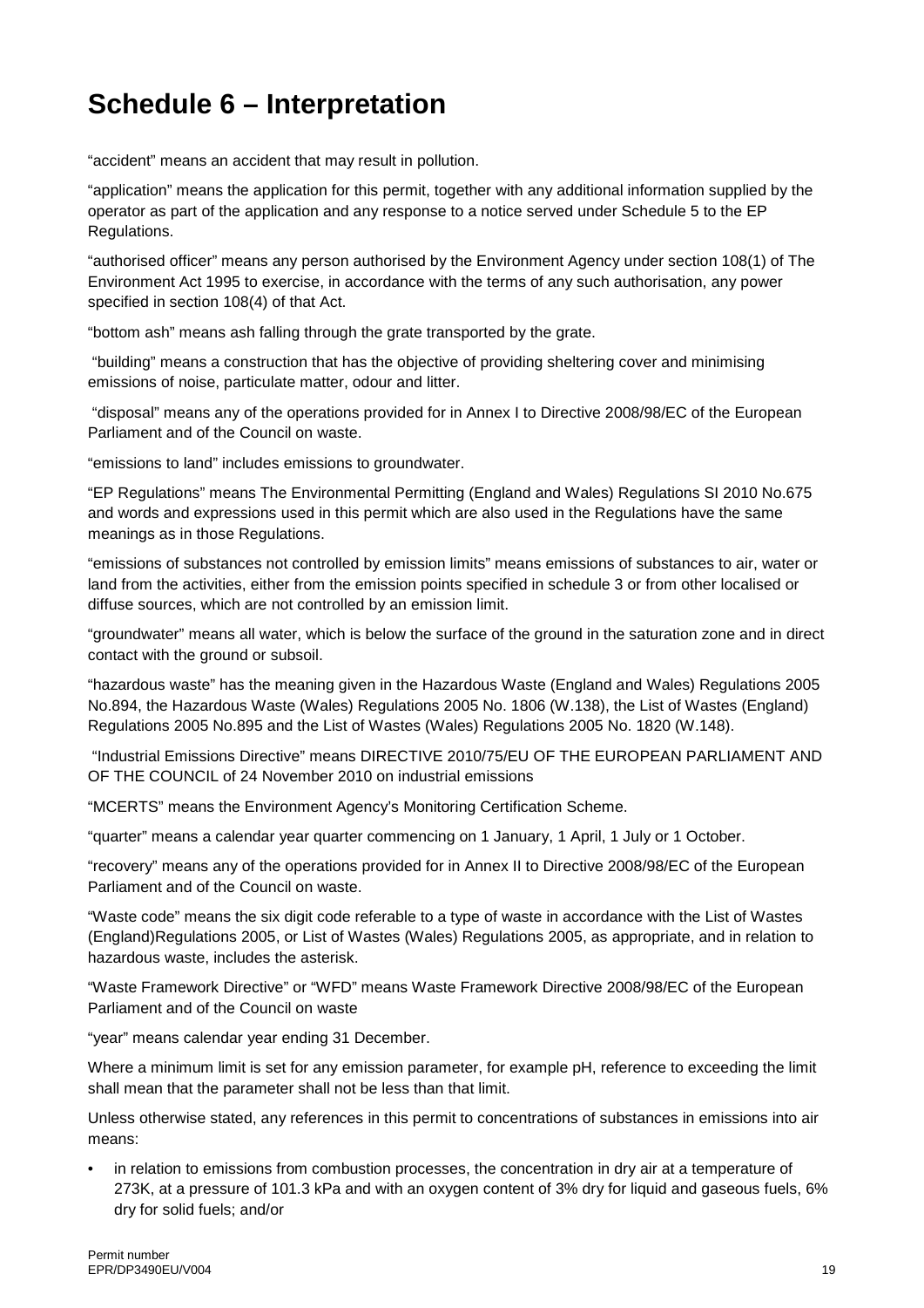# Schedule 6 – Interpretation

"accident" means an accident that may result in pollution.

"application" means the application for this permit, together with any additional information supplied by the operator as part of the application and any response to a notice served under Schedule 5 to the EP Regulations.

"authorised officer" means any person authorised by the Environment Agency under section 108(1) of The Environment Act 1995 to exercise, in accordance with the terms of any such authorisation, any power specified in section 108(4) of that Act.

"bottom ash" means ash falling through the grate transported by the grate.

"building" means a construction that has the objective of providing sheltering cover and minimising emissions of noise, particulate matter, odour and litter.

"disposal" means any of the operations provided for in Annex I to Directive 2008/98/EC of the European Parliament and of the Council on waste.

"emissions to land" includes emissions to groundwater.

"EP Regulations" means The Environmental Permitting (England and Wales) Regulations SI 2010 No.675 and words and expressions used in this permit which are also used in the Regulations have the same meanings as in those Regulations.

"emissions of substances not controlled by emission limits" means emissions of substances to air, water or land from the activities, either from the emission points specified in schedule 3 or from other localised or diffuse sources, which are not controlled by an emission limit.

"groundwater" means all water, which is below the surface of the ground in the saturation zone and in direct contact with the ground or subsoil.

"hazardous waste" has the meaning given in the Hazardous Waste (England and Wales) Regulations 2005 No.894, the Hazardous Waste (Wales) Regulations 2005 No. 1806 (W.138), the List of Wastes (England) Regulations 2005 No.895 and the List of Wastes (Wales) Regulations 2005 No. 1820 (W.148).

"Industrial Emissions Directive" means DIRECTIVE 2010/75/EU OF THE EUROPEAN PARLIAMENT AND OF THE COUNCIL of 24 November 2010 on industrial emissions

"MCERTS" means the Environment Agency's Monitoring Certification Scheme.

"quarter" means a calendar year quarter commencing on 1 January, 1 April, 1 July or 1 October.

"recovery" means any of the operations provided for in Annex II to Directive 2008/98/EC of the European Parliament and of the Council on waste.

"Waste code" means the six digit code referable to a type of waste in accordance with the List of Wastes (England)Regulations 2005, or List of Wastes (Wales) Regulations 2005, as appropriate, and in relation to hazardous waste, includes the asterisk.

"Waste Framework Directive" or "WFD" means Waste Framework Directive 2008/98/EC of the European Parliament and of the Council on waste

"year" means calendar year ending 31 December.

Where a minimum limit is set for any emission parameter, for example pH, reference to exceeding the limit shall mean that the parameter shall not be less than that limit.

Unless otherwise stated, any references in this permit to concentrations of substances in emissions into air means:

- in relation to emissions from combustion processes, the concentration in dry air at a temperature of 273K, at a pressure of 101.3 kPa and with an oxygen content of 3% dry for liquid and gaseous fuels, 6% dry for solid fuels; and/or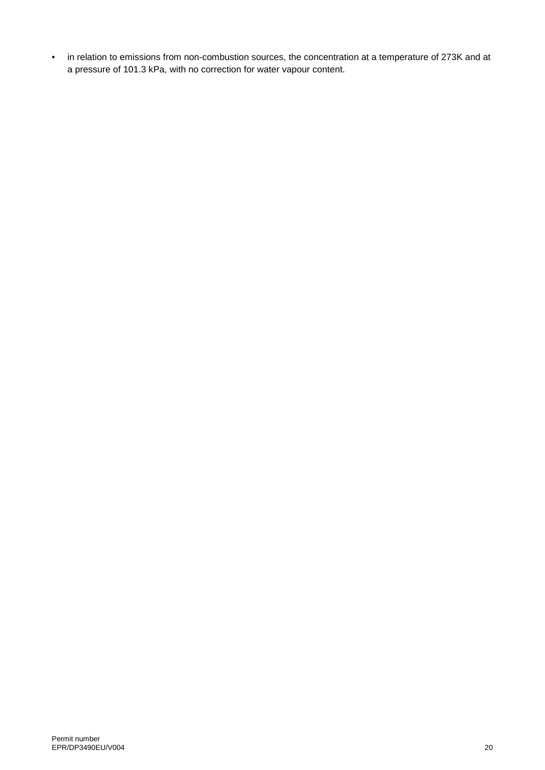- in relation to emissions from non-combustion sources, the concentration at a temperature of 273K and at a pressure of 101.3 kPa, with no correction for water vapour content.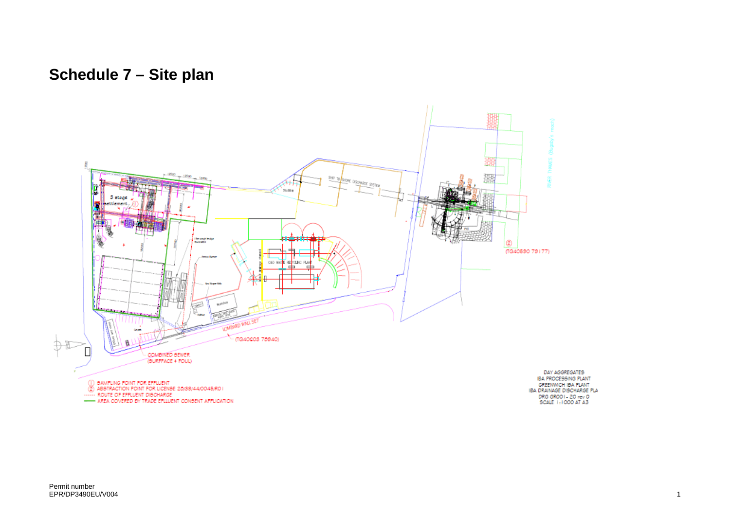# Schedule 7 – Site plan

① SAMPLING POINT FOR EFFLUENT
② ABSTRACTION POINT FOR LICENSE 28/39/44/0045/R01
------ ROUTE OF EFFLUENT DISCHARGE
—— AREA COVERED BY TRADE EFFLUENT CONSENT APPLICATION

DAY AGGREGATES
IBA PROCESSING PLANT
GREENWICH IBA PLANT
IBA DRAINAGE DISCHARGE PLA
DRG GR001 - 20 rev 0
SCALE 1:1000 AT A3

Permit number
EPR/DP3490EU/V004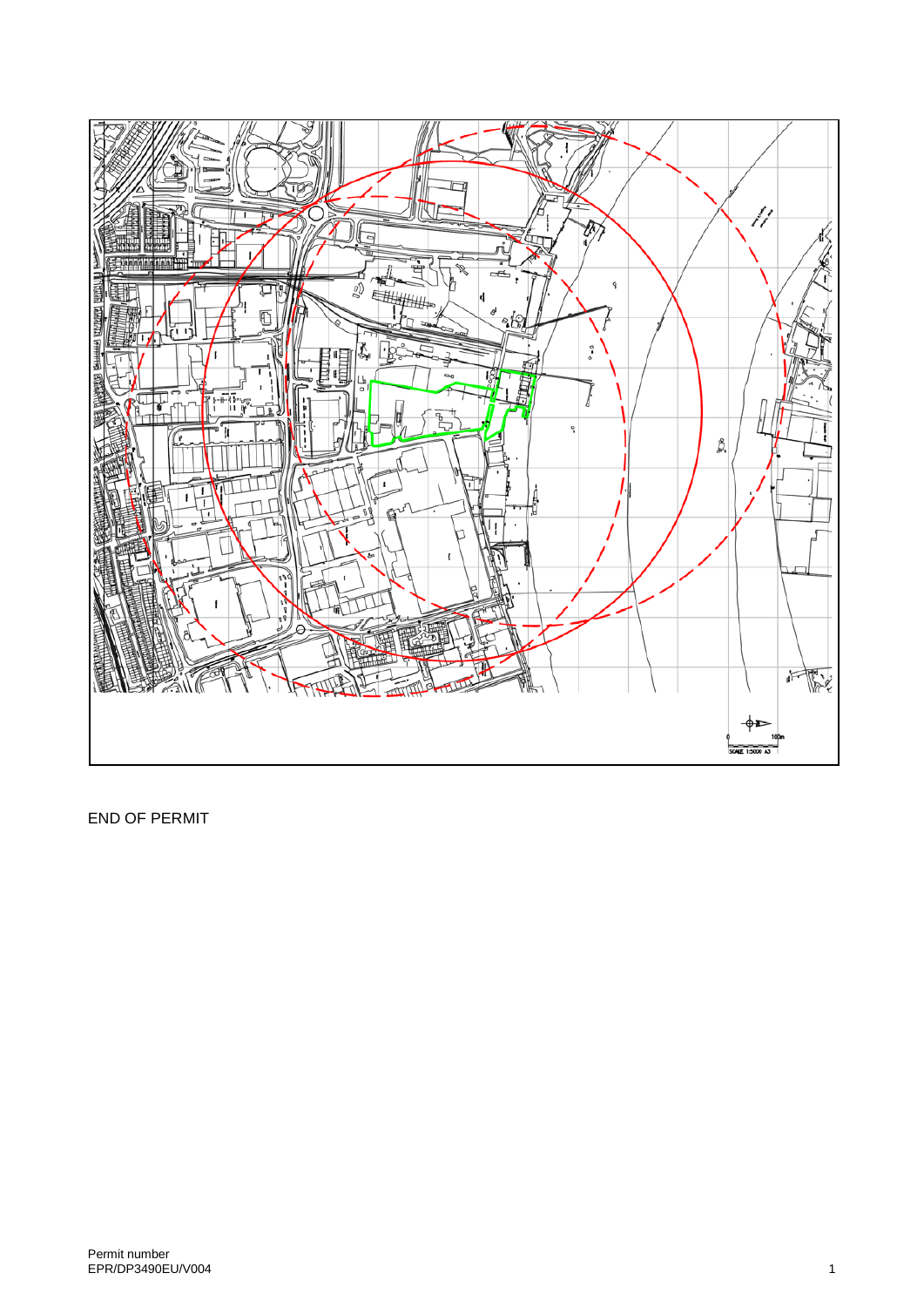END OF PERMIT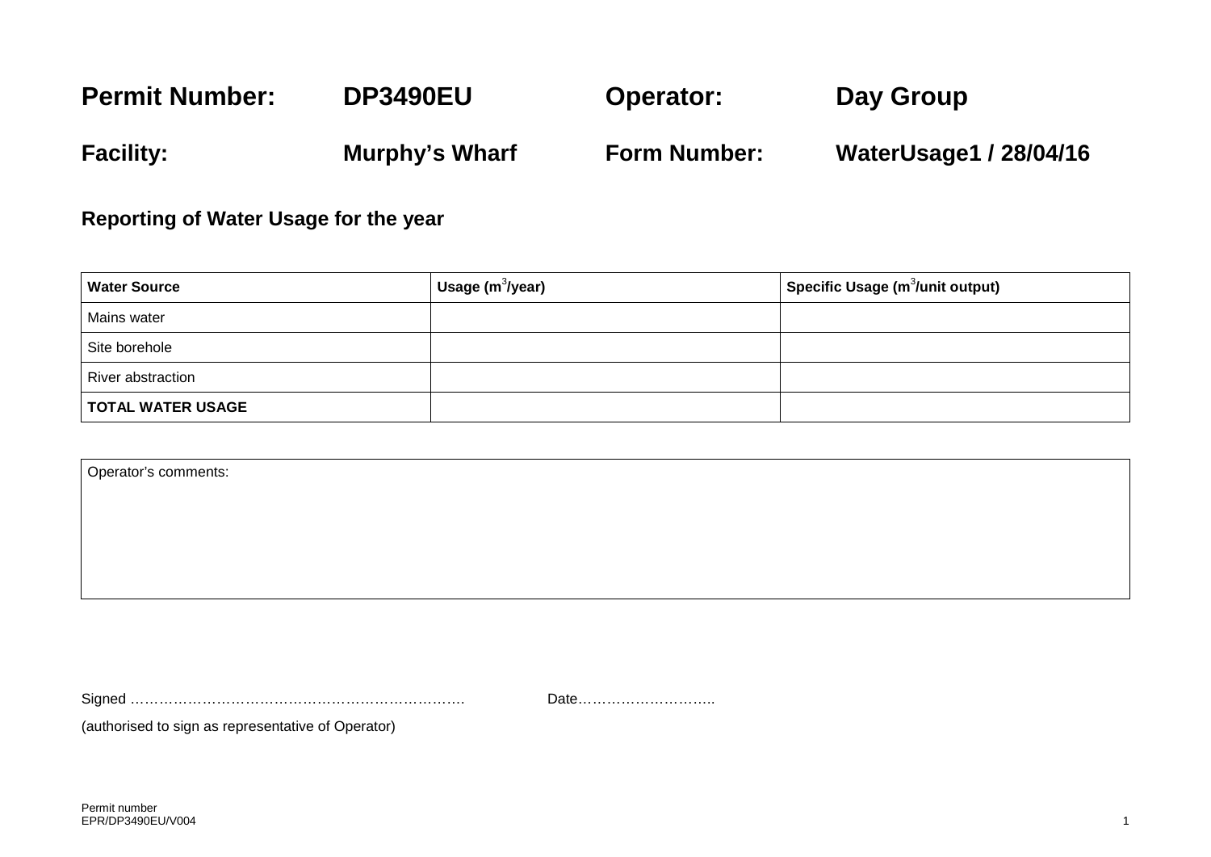| **Permit Number:** | **DP3490EU** | **Operator:** | **Day Group** |
|---|---|---|---|
| **Facility:** | **Murphy's Wharf** | **Form Number:** | **WaterUsage1 / 28/04/16** |

## Reporting of Water Usage for the year

| **Water Source** | **Usage ($m^3$/year)** | **Specific Usage ($m^3$/unit output)** |
|---|---|---|
| Mains water | | |
| Site borehole | | |
| River abstraction | | |
| **TOTAL WATER USAGE** | | |

| Operator's comments: |
|---|
| |

Signed ………………………………………………………………. Date………………………..

(authorised to sign as representative of Operator)

Permit number
EPR/DP3490EU/V004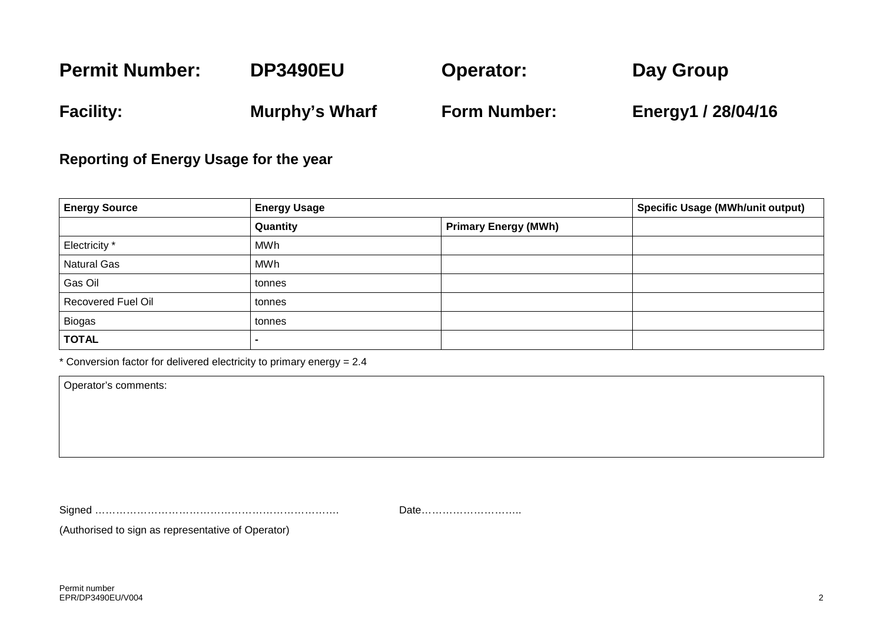**Permit Number:** **DP3490EU** **Operator:** **Day Group**

**Facility:** **Murphy's Wharf** **Form Number:** **Energy1 / 28/04/16**

### Reporting of Energy Usage for the year

| **Energy Source** | **Energy Usage** | | **Specific Usage (MWh/unit output)** |
|---|---|---|---|
| | **Quantity** | **Primary Energy (MWh)** | |
| Electricity * | MWh | | |
| Natural Gas | MWh | | |
| Gas Oil | tonnes | | |
| Recovered Fuel Oil | tonnes | | |
| Biogas | tonnes | | |
| **TOTAL** | **-** | | |

* Conversion factor for delivered electricity to primary energy = 2.4

| Operator's comments: |
|---|
| |

Signed ……………………………………………………………. Date………………………..

(Authorised to sign as representative of Operator)

Permit number
EPR/DP3490EU/V004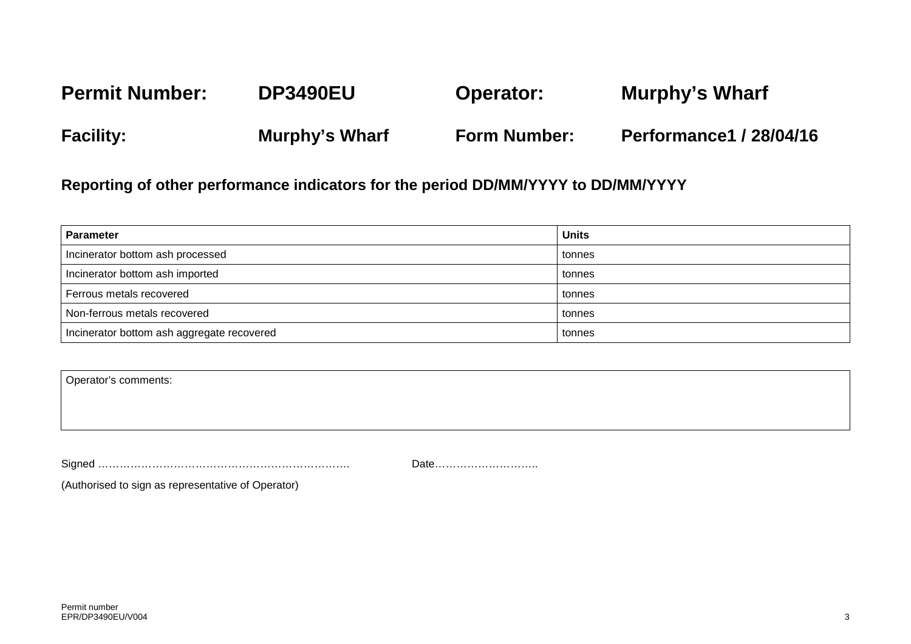**Permit Number:** **DP3490EU** **Operator:** **Murphy's Wharf**

**Facility:** **Murphy's Wharf** **Form Number:** **Performance1 / 28/04/16**

**Reporting of other performance indicators for the period DD/MM/YYYY to DD/MM/YYYY**

| Parameter | Units |
|---|---|
| Incinerator bottom ash processed | tonnes |
| Incinerator bottom ash imported | tonnes |
| Ferrous metals recovered | tonnes |
| Non-ferrous metals recovered | tonnes |
| Incinerator bottom ash aggregate recovered | tonnes |

| Operator's comments: |
|---|
| |

Signed ……………………………………………………………. Date………………………..

(Authorised to sign as representative of Operator)

Permit number
EPR/DP3490EU/V004